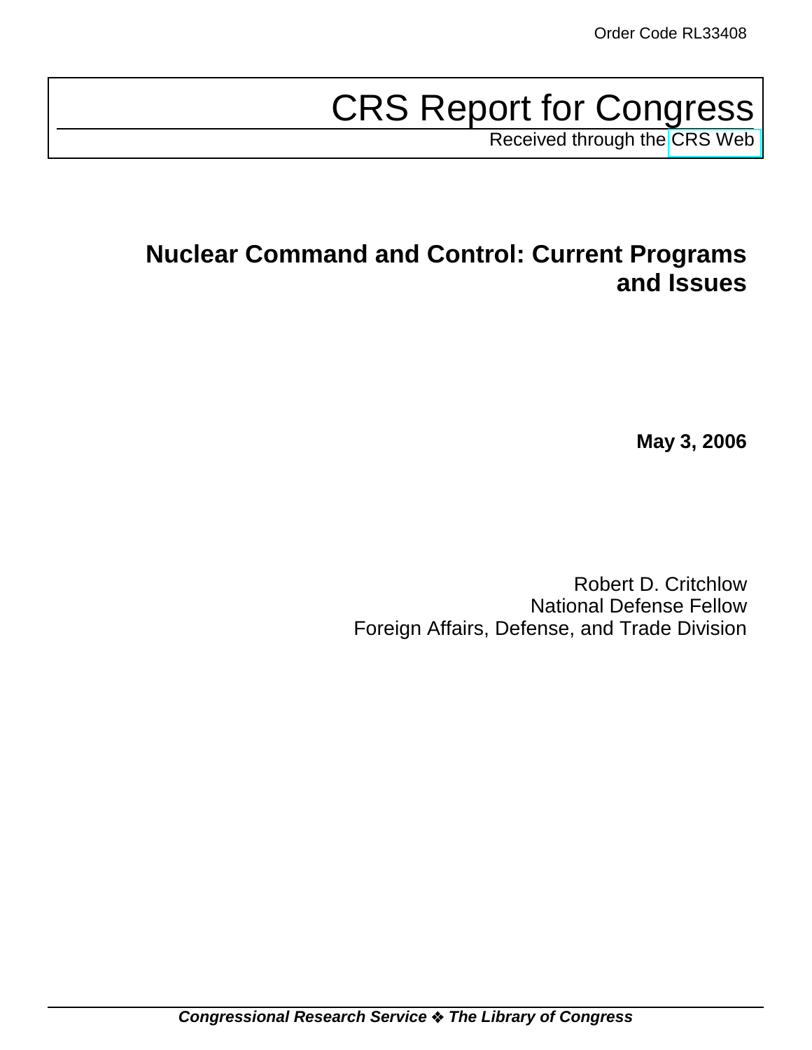Order Code RL33408

# CRS Report for Congress

Received through the CRS Web

# Nuclear Command and Control: Current Programs and Issues

**May 3, 2006**

Robert D. Critchlow
National Defense Fellow
Foreign Affairs, Defense, and Trade Division

***Congressional Research Service ❖ The Library of Congress***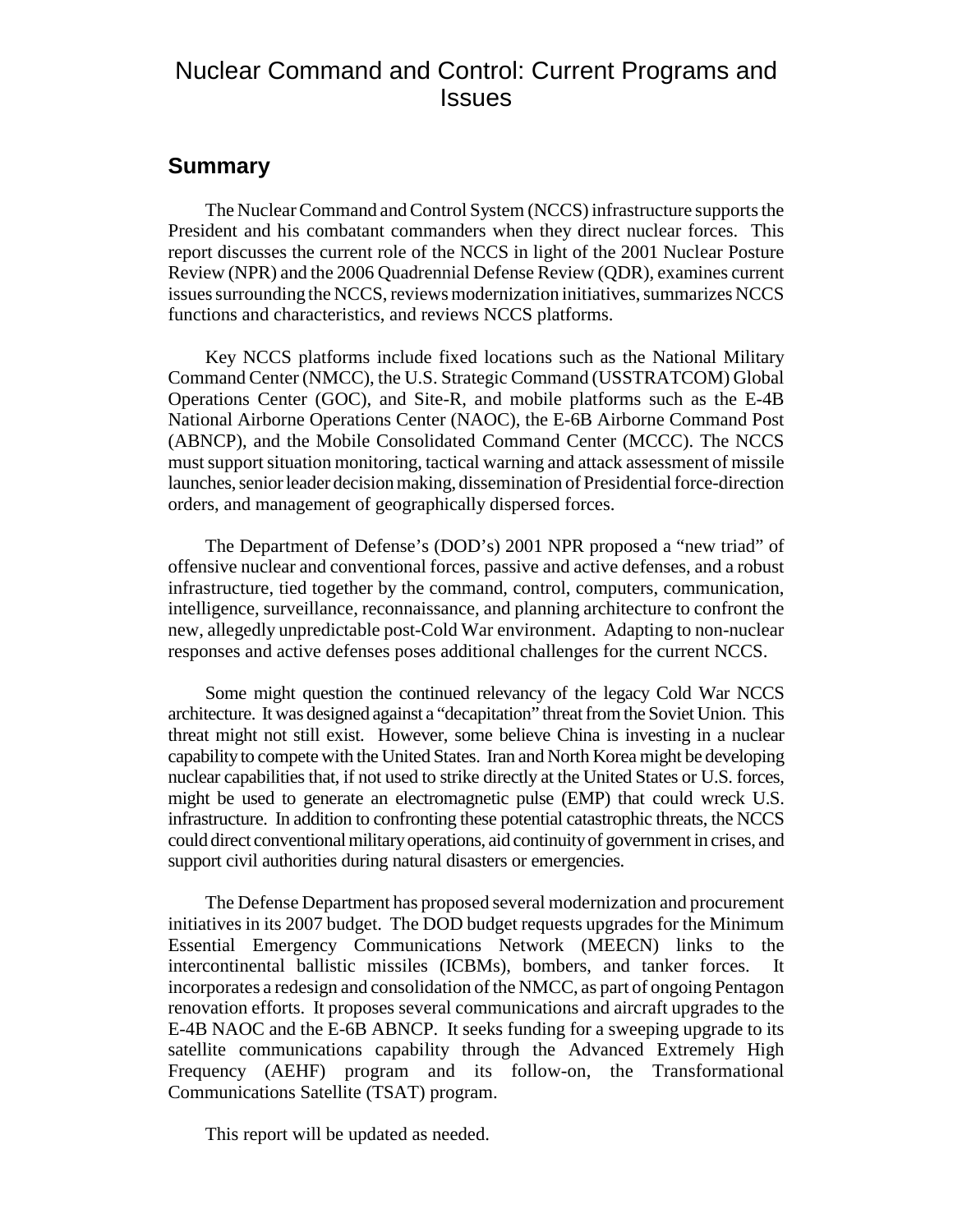# Nuclear Command and Control: Current Programs and Issues

## Summary

The Nuclear Command and Control System (NCCS) infrastructure supports the President and his combatant commanders when they direct nuclear forces. This report discusses the current role of the NCCS in light of the 2001 Nuclear Posture Review (NPR) and the 2006 Quadrennial Defense Review (QDR), examines current issues surrounding the NCCS, reviews modernization initiatives, summarizes NCCS functions and characteristics, and reviews NCCS platforms.

Key NCCS platforms include fixed locations such as the National Military Command Center (NMCC), the U.S. Strategic Command (USSTRATCOM) Global Operations Center (GOC), and Site-R, and mobile platforms such as the E-4B National Airborne Operations Center (NAOC), the E-6B Airborne Command Post (ABNCP), and the Mobile Consolidated Command Center (MCCC). The NCCS must support situation monitoring, tactical warning and attack assessment of missile launches, senior leader decision making, dissemination of Presidential force-direction orders, and management of geographically dispersed forces.

The Department of Defense's (DOD's) 2001 NPR proposed a "new triad" of offensive nuclear and conventional forces, passive and active defenses, and a robust infrastructure, tied together by the command, control, computers, communication, intelligence, surveillance, reconnaissance, and planning architecture to confront the new, allegedly unpredictable post-Cold War environment. Adapting to non-nuclear responses and active defenses poses additional challenges for the current NCCS.

Some might question the continued relevancy of the legacy Cold War NCCS architecture. It was designed against a "decapitation" threat from the Soviet Union. This threat might not still exist. However, some believe China is investing in a nuclear capability to compete with the United States. Iran and North Korea might be developing nuclear capabilities that, if not used to strike directly at the United States or U.S. forces, might be used to generate an electromagnetic pulse (EMP) that could wreck U.S. infrastructure. In addition to confronting these potential catastrophic threats, the NCCS could direct conventional military operations, aid continuity of government in crises, and support civil authorities during natural disasters or emergencies.

The Defense Department has proposed several modernization and procurement initiatives in its 2007 budget. The DOD budget requests upgrades for the Minimum Essential Emergency Communications Network (MEECN) links to the intercontinental ballistic missiles (ICBMs), bombers, and tanker forces. It incorporates a redesign and consolidation of the NMCC, as part of ongoing Pentagon renovation efforts. It proposes several communications and aircraft upgrades to the E-4B NAOC and the E-6B ABNCP. It seeks funding for a sweeping upgrade to its satellite communications capability through the Advanced Extremely High Frequency (AEHF) program and its follow-on, the Transformational Communications Satellite (TSAT) program.

This report will be updated as needed.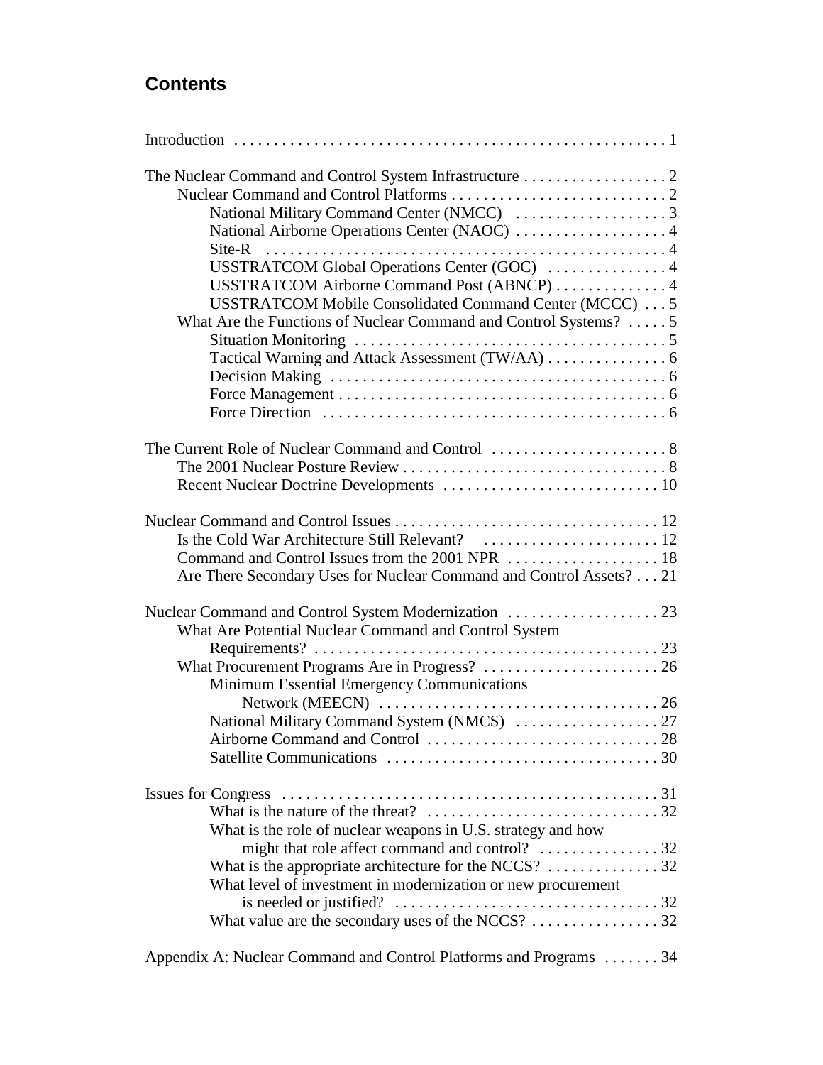## Contents

Introduction . . . . . . . . . . . . . . . . . . . . . . . . . . . . . . . . . . . . . . . . . . . . . . . . . . . . . 1

The Nuclear Command and Control System Infrastructure . . . . . . . . . . . . . . . . . . 2
- Nuclear Command and Control Platforms . . . . . . . . . . . . . . . . . . . . . . . . . . . 2
  - National Military Command Center (NMCC) . . . . . . . . . . . . . . . . . . . 3
  - National Airborne Operations Center (NAOC) . . . . . . . . . . . . . . . . . . . 4
  - Site-R . . . . . . . . . . . . . . . . . . . . . . . . . . . . . . . . . . . . . . . . . . . . . . . . . 4
  - USSTRATCOM Global Operations Center (GOC) . . . . . . . . . . . . . . . 4
  - USSTRATCOM Airborne Command Post (ABNCP) . . . . . . . . . . . . . . 4
  - USSTRATCOM Mobile Consolidated Command Center (MCCC) . . . 5
- What Are the Functions of Nuclear Command and Control Systems? . . . . . 5
  - Situation Monitoring . . . . . . . . . . . . . . . . . . . . . . . . . . . . . . . . . . . . . . 5
  - Tactical Warning and Attack Assessment (TW/AA) . . . . . . . . . . . . . . . 6
  - Decision Making . . . . . . . . . . . . . . . . . . . . . . . . . . . . . . . . . . . . . . . . . 6
  - Force Management . . . . . . . . . . . . . . . . . . . . . . . . . . . . . . . . . . . . . . . . 6
  - Force Direction . . . . . . . . . . . . . . . . . . . . . . . . . . . . . . . . . . . . . . . . . . 6

The Current Role of Nuclear Command and Control . . . . . . . . . . . . . . . . . . . . . . 8
- The 2001 Nuclear Posture Review . . . . . . . . . . . . . . . . . . . . . . . . . . . . . . . . . 8
- Recent Nuclear Doctrine Developments . . . . . . . . . . . . . . . . . . . . . . . . . . . 10

Nuclear Command and Control Issues . . . . . . . . . . . . . . . . . . . . . . . . . . . . . . . . 12
- Is the Cold War Architecture Still Relevant? . . . . . . . . . . . . . . . . . . . . . . 12
- Command and Control Issues from the 2001 NPR . . . . . . . . . . . . . . . . . . . 18
- Are There Secondary Uses for Nuclear Command and Control Assets? . . . 21

Nuclear Command and Control System Modernization . . . . . . . . . . . . . . . . . . . 23
- What Are Potential Nuclear Command and Control System Requirements? . . . . . . . . . . . . . . . . . . . . . . . . . . . . . . . . . . . . . . . . . . 23
- What Procurement Programs Are in Progress? . . . . . . . . . . . . . . . . . . . . . . 26
  - Minimum Essential Emergency Communications Network (MEECN) . . . . . . . . . . . . . . . . . . . . . . . . . . . . . . . . . . . 26
  - National Military Command System (NMCS) . . . . . . . . . . . . . . . . . . 27
  - Airborne Command and Control . . . . . . . . . . . . . . . . . . . . . . . . . . . . . 28
  - Satellite Communications . . . . . . . . . . . . . . . . . . . . . . . . . . . . . . . . . . 30

Issues for Congress . . . . . . . . . . . . . . . . . . . . . . . . . . . . . . . . . . . . . . . . . . . . . . . 31
- What is the nature of the threat? . . . . . . . . . . . . . . . . . . . . . . . . . . . . . 32
- What is the role of nuclear weapons in U.S. strategy and how might that role affect command and control? . . . . . . . . . . . . . . . 32
- What is the appropriate architecture for the NCCS? . . . . . . . . . . . . . . 32
- What level of investment in modernization or new procurement is needed or justified? . . . . . . . . . . . . . . . . . . . . . . . . . . . . . . . . . 32
- What value are the secondary uses of the NCCS? . . . . . . . . . . . . . . . . 32

Appendix A: Nuclear Command and Control Platforms and Programs . . . . . . . 34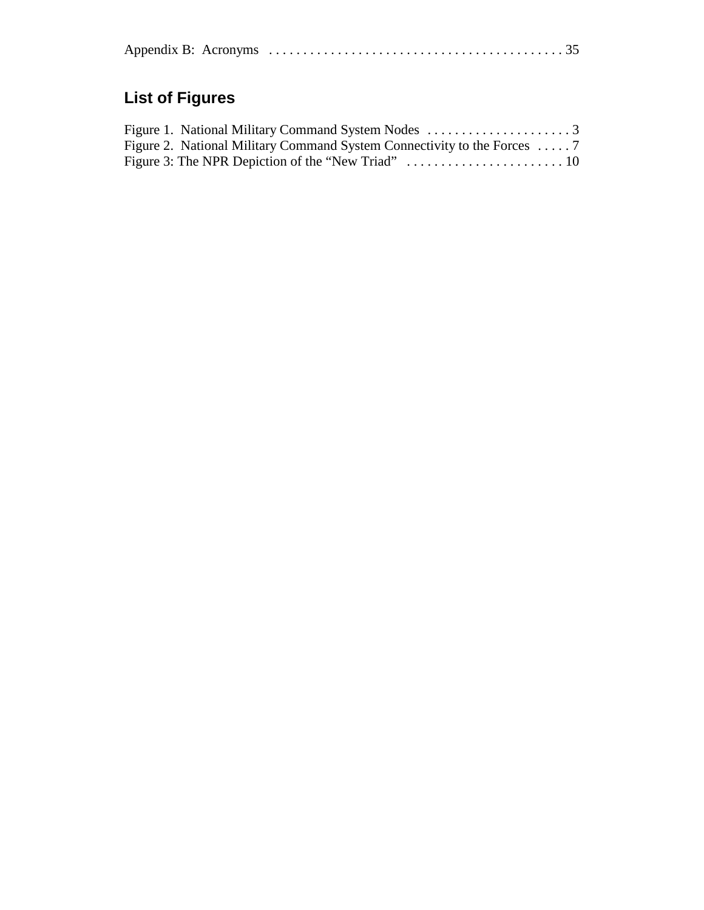Appendix B: Acronyms . . . . . . . . . . . . . . . . . . . . . . . . . . . . . . . . . . . . . . . . . . . 35

## List of Figures

Figure 1. National Military Command System Nodes . . . . . . . . . . . . . . . . . . . . . 3
Figure 2. National Military Command System Connectivity to the Forces . . . . . 7
Figure 3: The NPR Depiction of the "New Triad" . . . . . . . . . . . . . . . . . . . . . . . 10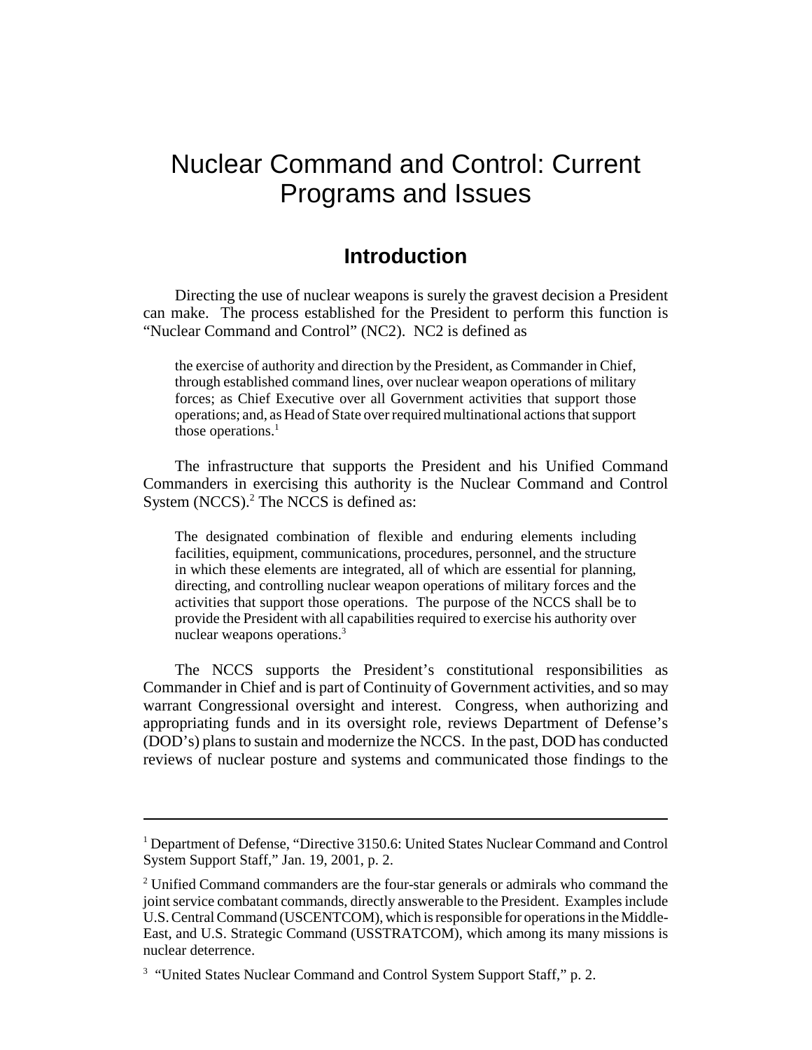# Nuclear Command and Control: Current Programs and Issues

## Introduction

Directing the use of nuclear weapons is surely the gravest decision a President can make. The process established for the President to perform this function is "Nuclear Command and Control" (NC2). NC2 is defined as

> the exercise of authority and direction by the President, as Commander in Chief, through established command lines, over nuclear weapon operations of military forces; as Chief Executive over all Government activities that support those operations; and, as Head of State over required multinational actions that support those operations.[1]

The infrastructure that supports the President and his Unified Command Commanders in exercising this authority is the Nuclear Command and Control System (NCCS).[2] The NCCS is defined as:

> The designated combination of flexible and enduring elements including facilities, equipment, communications, procedures, personnel, and the structure in which these elements are integrated, all of which are essential for planning, directing, and controlling nuclear weapon operations of military forces and the activities that support those operations. The purpose of the NCCS shall be to provide the President with all capabilities required to exercise his authority over nuclear weapons operations.[3]

The NCCS supports the President's constitutional responsibilities as Commander in Chief and is part of Continuity of Government activities, and so may warrant Congressional oversight and interest. Congress, when authorizing and appropriating funds and in its oversight role, reviews Department of Defense's (DOD's) plans to sustain and modernize the NCCS. In the past, DOD has conducted reviews of nuclear posture and systems and communicated those findings to the

---

[1] Department of Defense, "Directive 3150.6: United States Nuclear Command and Control System Support Staff," Jan. 19, 2001, p. 2.

[2] Unified Command commanders are the four-star generals or admirals who command the joint service combatant commands, directly answerable to the President. Examples include U.S. Central Command (USCENTCOM), which is responsible for operations in the Middle-East, and U.S. Strategic Command (USSTRATCOM), which among its many missions is nuclear deterrence.

[3] "United States Nuclear Command and Control System Support Staff," p. 2.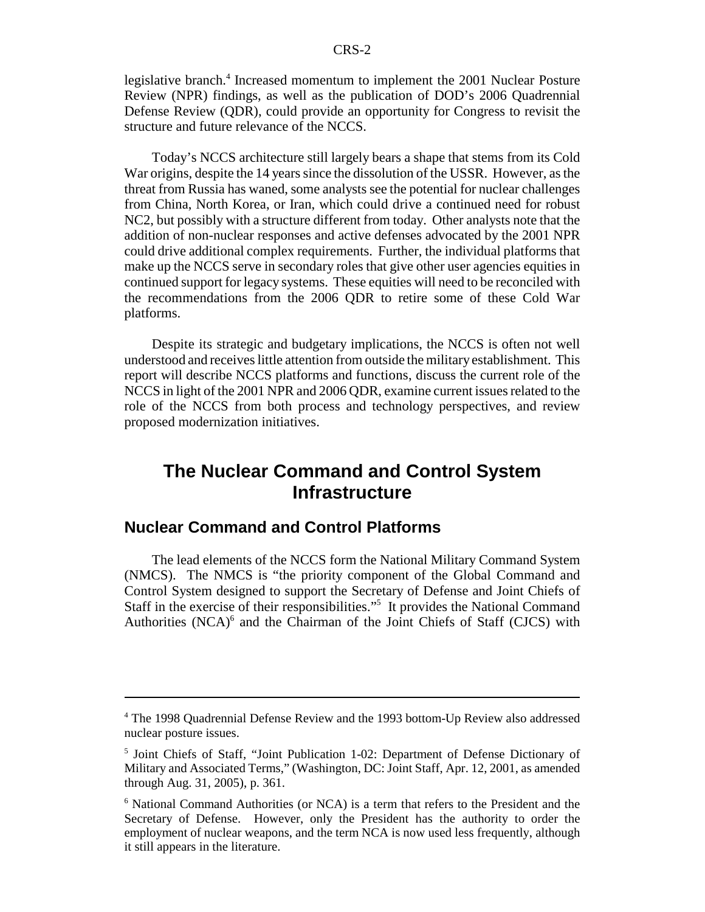legislative branch.[4] Increased momentum to implement the 2001 Nuclear Posture Review (NPR) findings, as well as the publication of DOD's 2006 Quadrennial Defense Review (QDR), could provide an opportunity for Congress to revisit the structure and future relevance of the NCCS.

Today's NCCS architecture still largely bears a shape that stems from its Cold War origins, despite the 14 years since the dissolution of the USSR. However, as the threat from Russia has waned, some analysts see the potential for nuclear challenges from China, North Korea, or Iran, which could drive a continued need for robust NC2, but possibly with a structure different from today. Other analysts note that the addition of non-nuclear responses and active defenses advocated by the 2001 NPR could drive additional complex requirements. Further, the individual platforms that make up the NCCS serve in secondary roles that give other user agencies equities in continued support for legacy systems. These equities will need to be reconciled with the recommendations from the 2006 QDR to retire some of these Cold War platforms.

Despite its strategic and budgetary implications, the NCCS is often not well understood and receives little attention from outside the military establishment. This report will describe NCCS platforms and functions, discuss the current role of the NCCS in light of the 2001 NPR and 2006 QDR, examine current issues related to the role of the NCCS from both process and technology perspectives, and review proposed modernization initiatives.

# The Nuclear Command and Control System Infrastructure

## Nuclear Command and Control Platforms

The lead elements of the NCCS form the National Military Command System (NMCS). The NMCS is "the priority component of the Global Command and Control System designed to support the Secretary of Defense and Joint Chiefs of Staff in the exercise of their responsibilities."[5] It provides the National Command Authorities (NCA)[6] and the Chairman of the Joint Chiefs of Staff (CJCS) with

---

[4] The 1998 Quadrennial Defense Review and the 1993 bottom-Up Review also addressed nuclear posture issues.

[5] Joint Chiefs of Staff, "Joint Publication 1-02: Department of Defense Dictionary of Military and Associated Terms," (Washington, DC: Joint Staff, Apr. 12, 2001, as amended through Aug. 31, 2005), p. 361.

[6] National Command Authorities (or NCA) is a term that refers to the President and the Secretary of Defense. However, only the President has the authority to order the employment of nuclear weapons, and the term NCA is now used less frequently, although it still appears in the literature.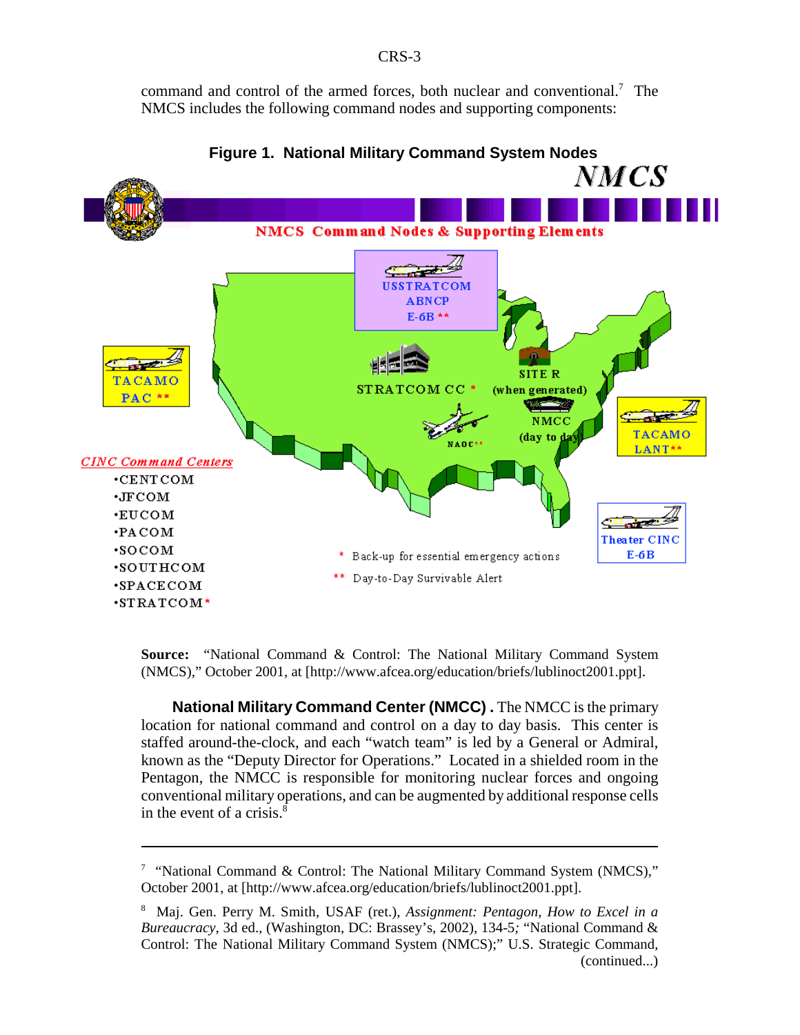command and control of the armed forces, both nuclear and conventional.[7] The NMCS includes the following command nodes and supporting components:

**Figure 1. National Military Command System Nodes**

NMCS

NMCS Command Nodes & Supporting Elements

USSTRATCOM ABNCP E-6B **

TACAMO PAC **

STRATCOM CC *

SITE R (when generated)

NMCC (day to day)

NAOC**

TACAMO LANT**

Theater CINC E-6B

*CINC Command Centers*

- CENTCOM
- JFCOM
- EUCOM
- PACOM
- SOCOM
- SOUTHCOM
- SPACECOM
- STRATCOM*

\* Back-up for essential emergency actions

\*\* Day-to-Day Survivable Alert

**Source:** "National Command & Control: The National Military Command System (NMCS)," October 2001, at [http://www.afcea.org/education/briefs/lublinoct2001.ppt].

**National Military Command Center (NMCC) .** The NMCC is the primary location for national command and control on a day to day basis. This center is staffed around-the-clock, and each "watch team" is led by a General or Admiral, known as the "Deputy Director for Operations." Located in a shielded room in the Pentagon, the NMCC is responsible for monitoring nuclear forces and ongoing conventional military operations, and can be augmented by additional response cells in the event of a crisis.[8]

---

[7] "National Command & Control: The National Military Command System (NMCS)," October 2001, at [http://www.afcea.org/education/briefs/lublinoct2001.ppt].

[8] Maj. Gen. Perry M. Smith, USAF (ret.), *Assignment: Pentagon, How to Excel in a Bureaucracy*, 3d ed., (Washington, DC: Brassey's, 2002), 134-5; "National Command & Control: The National Military Command System (NMCS);" U.S. Strategic Command, (continued...)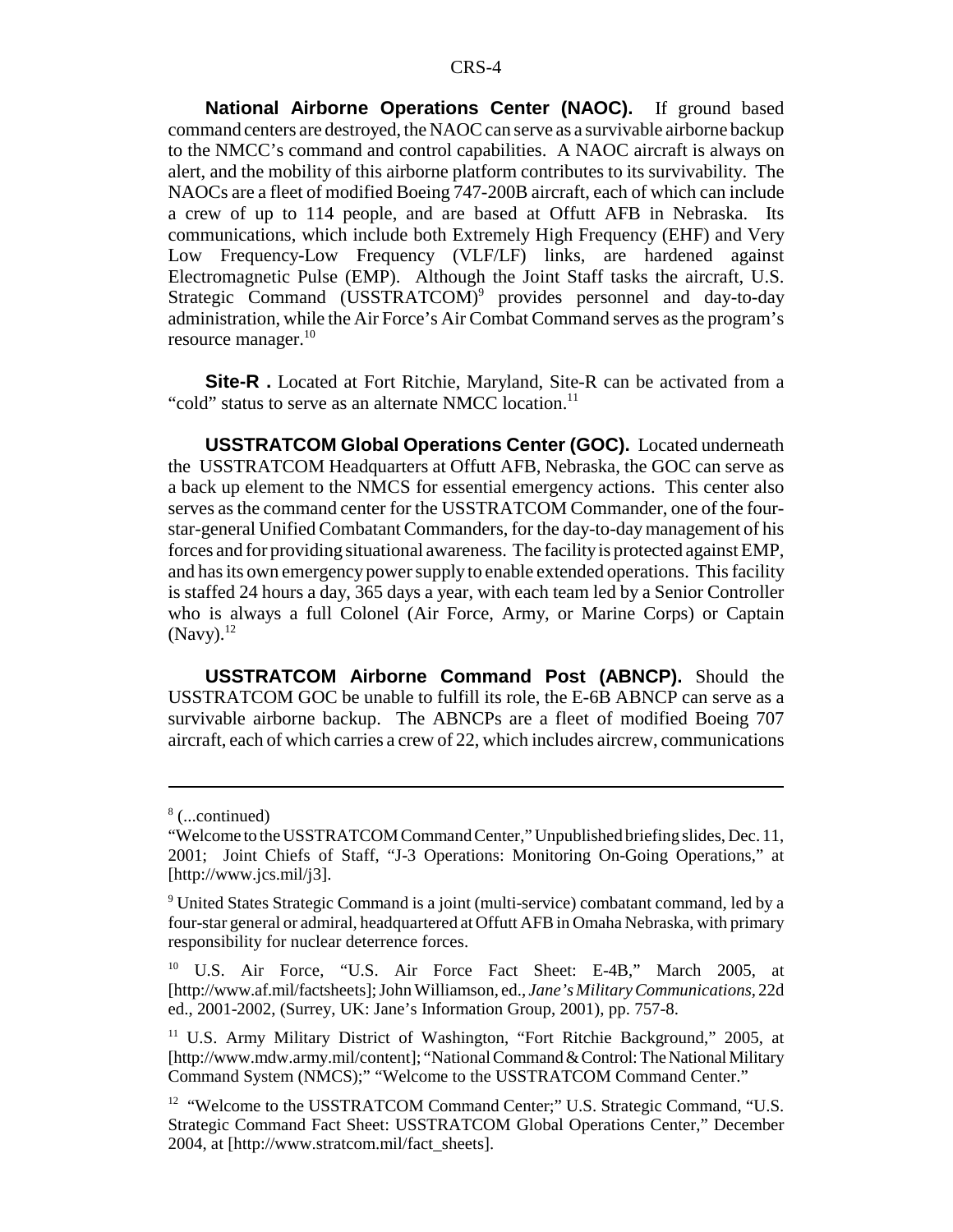**National Airborne Operations Center (NAOC).** If ground based command centers are destroyed, the NAOC can serve as a survivable airborne backup to the NMCC's command and control capabilities. A NAOC aircraft is always on alert, and the mobility of this airborne platform contributes to its survivability. The NAOCs are a fleet of modified Boeing 747-200B aircraft, each of which can include a crew of up to 114 people, and are based at Offutt AFB in Nebraska. Its communications, which include both Extremely High Frequency (EHF) and Very Low Frequency-Low Frequency (VLF/LF) links, are hardened against Electromagnetic Pulse (EMP). Although the Joint Staff tasks the aircraft, U.S. Strategic Command (USSTRATCOM)[9] provides personnel and day-to-day administration, while the Air Force's Air Combat Command serves as the program's resource manager.[10]

**Site-R .** Located at Fort Ritchie, Maryland, Site-R can be activated from a "cold" status to serve as an alternate NMCC location.[11]

**USSTRATCOM Global Operations Center (GOC).** Located underneath the USSTRATCOM Headquarters at Offutt AFB, Nebraska, the GOC can serve as a back up element to the NMCS for essential emergency actions. This center also serves as the command center for the USSTRATCOM Commander, one of the four-star-general Unified Combatant Commanders, for the day-to-day management of his forces and for providing situational awareness. The facility is protected against EMP, and has its own emergency power supply to enable extended operations. This facility is staffed 24 hours a day, 365 days a year, with each team led by a Senior Controller who is always a full Colonel (Air Force, Army, or Marine Corps) or Captain (Navy).[12]

**USSTRATCOM Airborne Command Post (ABNCP).** Should the USSTRATCOM GOC be unable to fulfill its role, the E-6B ABNCP can serve as a survivable airborne backup. The ABNCPs are a fleet of modified Boeing 707 aircraft, each of which carries a crew of 22, which includes aircrew, communications

---

[8] (...continued)
"Welcome to the USSTRATCOM Command Center," Unpublished briefing slides, Dec. 11, 2001; Joint Chiefs of Staff, "J-3 Operations: Monitoring On-Going Operations," at [http://www.jcs.mil/j3].

[9] United States Strategic Command is a joint (multi-service) combatant command, led by a four-star general or admiral, headquartered at Offutt AFB in Omaha Nebraska, with primary responsibility for nuclear deterrence forces.

[10] U.S. Air Force, "U.S. Air Force Fact Sheet: E-4B," March 2005, at [http://www.af.mil/factsheets]; John Williamson, ed., *Jane's Military Communications*, 22d ed., 2001-2002, (Surrey, UK: Jane's Information Group, 2001), pp. 757-8.

[11] U.S. Army Military District of Washington, "Fort Ritchie Background," 2005, at [http://www.mdw.army.mil/content]; "National Command & Control: The National Military Command System (NMCS);" "Welcome to the USSTRATCOM Command Center."

[12] "Welcome to the USSTRATCOM Command Center;" U.S. Strategic Command, "U.S. Strategic Command Fact Sheet: USSTRATCOM Global Operations Center," December 2004, at [http://www.stratcom.mil/fact_sheets].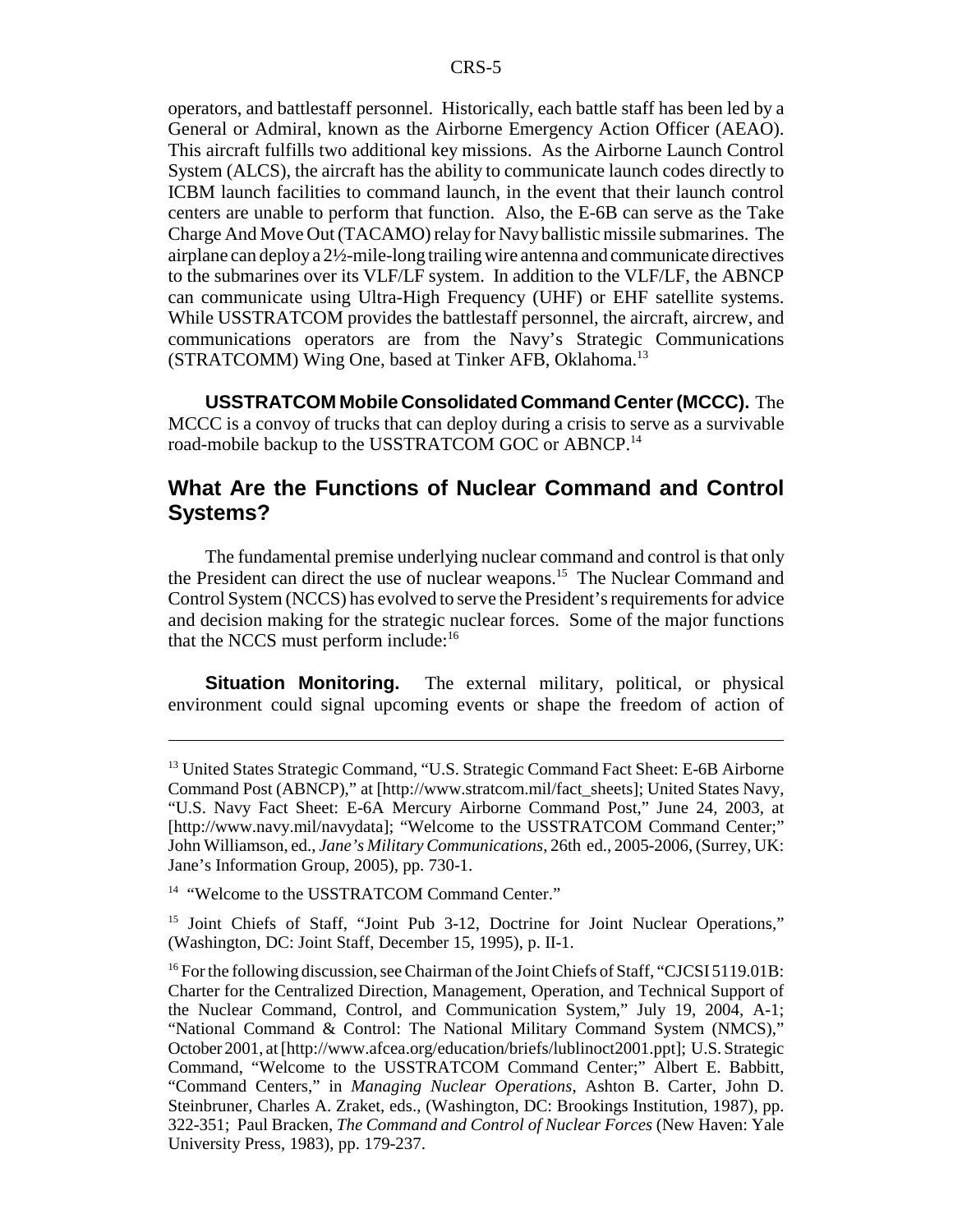operators, and battlestaff personnel. Historically, each battle staff has been led by a General or Admiral, known as the Airborne Emergency Action Officer (AEAO). This aircraft fulfills two additional key missions. As the Airborne Launch Control System (ALCS), the aircraft has the ability to communicate launch codes directly to ICBM launch facilities to command launch, in the event that their launch control centers are unable to perform that function. Also, the E-6B can serve as the Take Charge And Move Out (TACAMO) relay for Navy ballistic missile submarines. The airplane can deploy a 2½-mile-long trailing wire antenna and communicate directives to the submarines over its VLF/LF system. In addition to the VLF/LF, the ABNCP can communicate using Ultra-High Frequency (UHF) or EHF satellite systems. While USSTRATCOM provides the battlestaff personnel, the aircraft, aircrew, and communications operators are from the Navy's Strategic Communications (STRATCOMM) Wing One, based at Tinker AFB, Oklahoma.[13]

**USSTRATCOM Mobile Consolidated Command Center (MCCC).** The MCCC is a convoy of trucks that can deploy during a crisis to serve as a survivable road-mobile backup to the USSTRATCOM GOC or ABNCP.[14]

## What Are the Functions of Nuclear Command and Control Systems?

The fundamental premise underlying nuclear command and control is that only the President can direct the use of nuclear weapons.[15] The Nuclear Command and Control System (NCCS) has evolved to serve the President's requirements for advice and decision making for the strategic nuclear forces. Some of the major functions that the NCCS must perform include:[16]

**Situation Monitoring.** The external military, political, or physical environment could signal upcoming events or shape the freedom of action of

---

[13] United States Strategic Command, "U.S. Strategic Command Fact Sheet: E-6B Airborne Command Post (ABNCP)," at [http://www.stratcom.mil/fact_sheets]; United States Navy, "U.S. Navy Fact Sheet: E-6A Mercury Airborne Command Post," June 24, 2003, at [http://www.navy.mil/navydata]; "Welcome to the USSTRATCOM Command Center;" John Williamson, ed., *Jane's Military Communications*, 26th ed., 2005-2006, (Surrey, UK: Jane's Information Group, 2005), pp. 730-1.

[14] "Welcome to the USSTRATCOM Command Center."

[15] Joint Chiefs of Staff, "Joint Pub 3-12, Doctrine for Joint Nuclear Operations," (Washington, DC: Joint Staff, December 15, 1995), p. II-1.

[16] For the following discussion, see Chairman of the Joint Chiefs of Staff, "CJCSI 5119.01B: Charter for the Centralized Direction, Management, Operation, and Technical Support of the Nuclear Command, Control, and Communication System," July 19, 2004, A-1; "National Command & Control: The National Military Command System (NMCS)," October 2001, at [http://www.afcea.org/education/briefs/lublinoct2001.ppt]; U.S. Strategic Command, "Welcome to the USSTRATCOM Command Center;" Albert E. Babbitt, "Command Centers," in *Managing Nuclear Operations*, Ashton B. Carter, John D. Steinbruner, Charles A. Zraket, eds., (Washington, DC: Brookings Institution, 1987), pp. 322-351; Paul Bracken, *The Command and Control of Nuclear Forces* (New Haven: Yale University Press, 1983), pp. 179-237.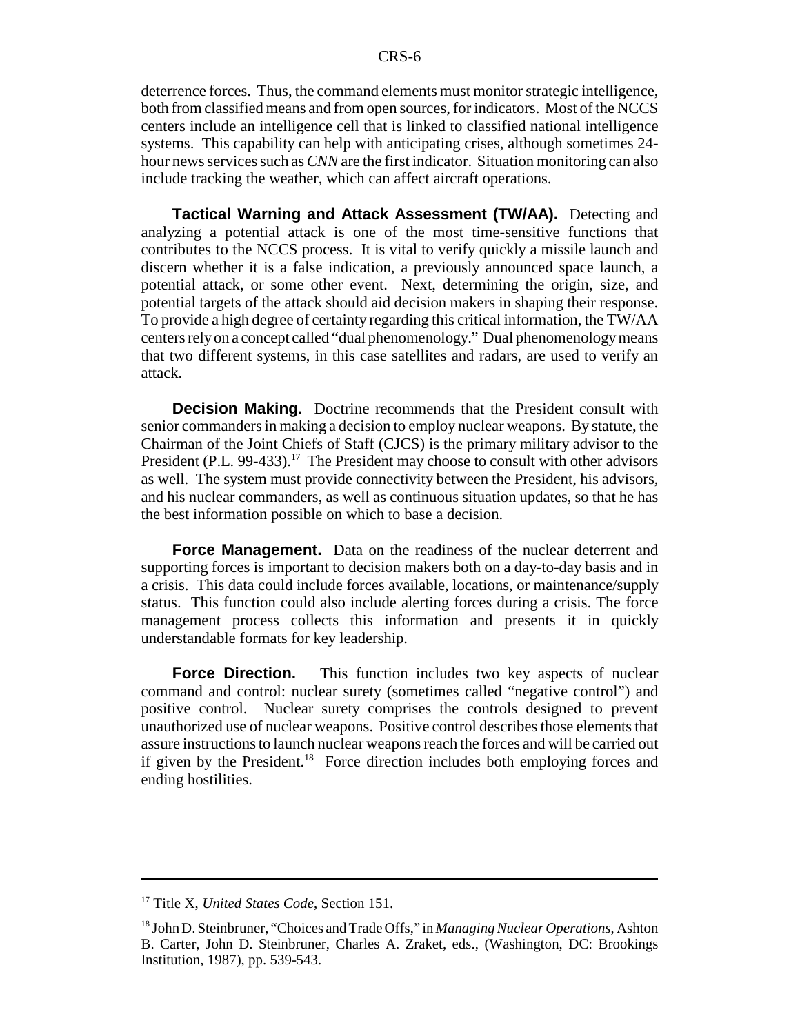deterrence forces. Thus, the command elements must monitor strategic intelligence, both from classified means and from open sources, for indicators. Most of the NCCS centers include an intelligence cell that is linked to classified national intelligence systems. This capability can help with anticipating crises, although sometimes 24-hour news services such as *CNN* are the first indicator. Situation monitoring can also include tracking the weather, which can affect aircraft operations.

**Tactical Warning and Attack Assessment (TW/AA).** Detecting and analyzing a potential attack is one of the most time-sensitive functions that contributes to the NCCS process. It is vital to verify quickly a missile launch and discern whether it is a false indication, a previously announced space launch, a potential attack, or some other event. Next, determining the origin, size, and potential targets of the attack should aid decision makers in shaping their response. To provide a high degree of certainty regarding this critical information, the TW/AA centers rely on a concept called "dual phenomenology." Dual phenomenology means that two different systems, in this case satellites and radars, are used to verify an attack.

**Decision Making.** Doctrine recommends that the President consult with senior commanders in making a decision to employ nuclear weapons. By statute, the Chairman of the Joint Chiefs of Staff (CJCS) is the primary military advisor to the President (P.L. 99-433).[17] The President may choose to consult with other advisors as well. The system must provide connectivity between the President, his advisors, and his nuclear commanders, as well as continuous situation updates, so that he has the best information possible on which to base a decision.

**Force Management.** Data on the readiness of the nuclear deterrent and supporting forces is important to decision makers both on a day-to-day basis and in a crisis. This data could include forces available, locations, or maintenance/supply status. This function could also include alerting forces during a crisis. The force management process collects this information and presents it in quickly understandable formats for key leadership.

**Force Direction.** This function includes two key aspects of nuclear command and control: nuclear surety (sometimes called "negative control") and positive control. Nuclear surety comprises the controls designed to prevent unauthorized use of nuclear weapons. Positive control describes those elements that assure instructions to launch nuclear weapons reach the forces and will be carried out if given by the President.[18] Force direction includes both employing forces and ending hostilities.

---

[17] Title X, *United States Code*, Section 151.

[18] John D. Steinbruner, "Choices and Trade Offs," in *Managing Nuclear Operations*, Ashton B. Carter, John D. Steinbruner, Charles A. Zraket, eds., (Washington, DC: Brookings Institution, 1987), pp. 539-543.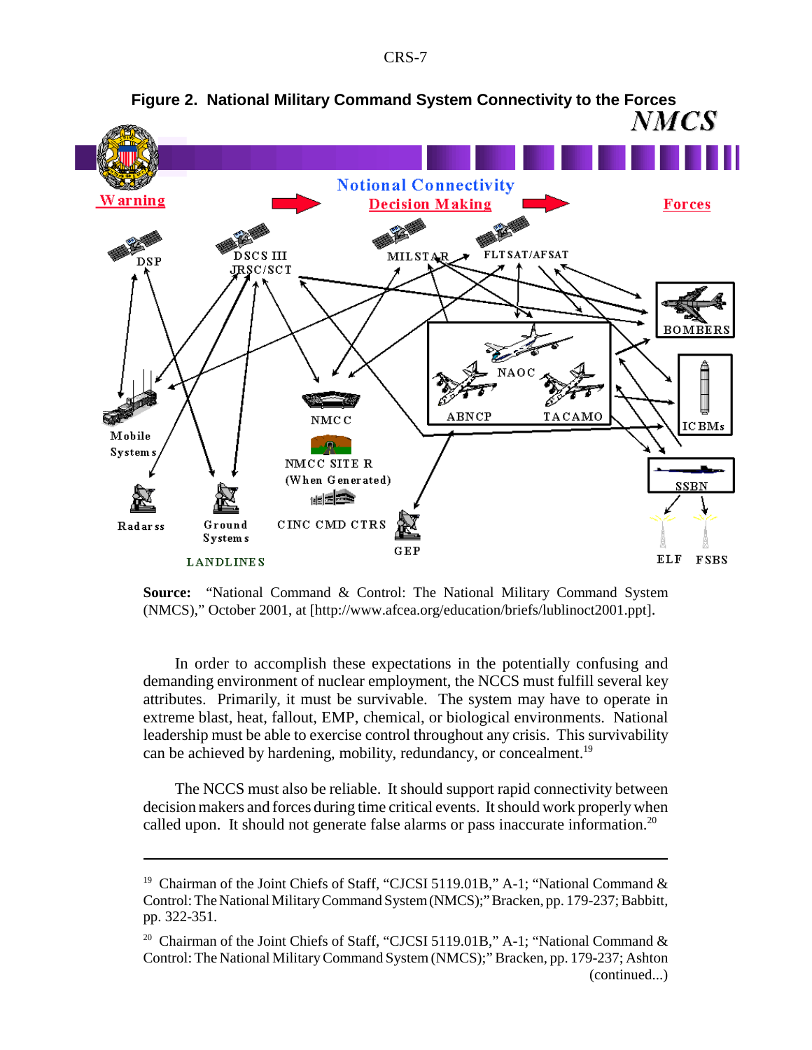**Figure 2. National Military Command System Connectivity to the Forces**

**Source:** "National Command & Control: The National Military Command System (NMCS)," October 2001, at [http://www.afcea.org/education/briefs/lublinoct2001.ppt].

In order to accomplish these expectations in the potentially confusing and demanding environment of nuclear employment, the NCCS must fulfill several key attributes. Primarily, it must be survivable. The system may have to operate in extreme blast, heat, fallout, EMP, chemical, or biological environments. National leadership must be able to exercise control throughout any crisis. This survivability can be achieved by hardening, mobility, redundancy, or concealment.[19]

The NCCS must also be reliable. It should support rapid connectivity between decision makers and forces during time critical events. It should work properly when called upon. It should not generate false alarms or pass inaccurate information.[20]

---

[19] Chairman of the Joint Chiefs of Staff, "CJCSI 5119.01B," A-1; "National Command & Control: The National Military Command System (NMCS);" Bracken, pp. 179-237; Babbitt, pp. 322-351.

[20] Chairman of the Joint Chiefs of Staff, "CJCSI 5119.01B," A-1; "National Command & Control: The National Military Command System (NMCS);" Bracken, pp. 179-237; Ashton (continued...)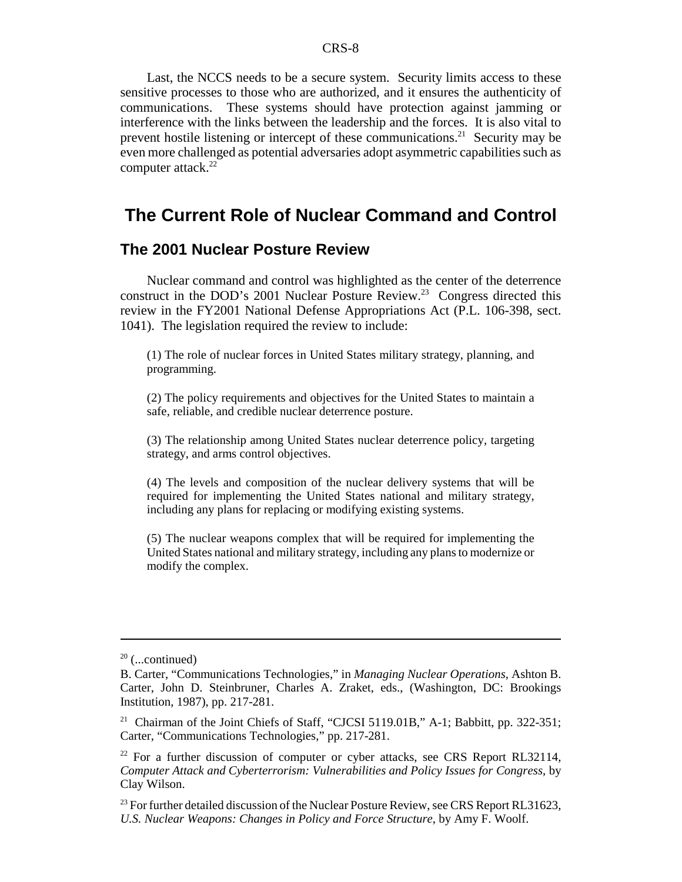Last, the NCCS needs to be a secure system. Security limits access to these sensitive processes to those who are authorized, and it ensures the authenticity of communications. These systems should have protection against jamming or interference with the links between the leadership and the forces. It is also vital to prevent hostile listening or intercept of these communications.[21] Security may be even more challenged as potential adversaries adopt asymmetric capabilities such as computer attack.[22]

## The Current Role of Nuclear Command and Control

### The 2001 Nuclear Posture Review

Nuclear command and control was highlighted as the center of the deterrence construct in the DOD's 2001 Nuclear Posture Review.[23] Congress directed this review in the FY2001 National Defense Appropriations Act (P.L. 106-398, sect. 1041). The legislation required the review to include:

> (1) The role of nuclear forces in United States military strategy, planning, and programming.
>
> (2) The policy requirements and objectives for the United States to maintain a safe, reliable, and credible nuclear deterrence posture.
>
> (3) The relationship among United States nuclear deterrence policy, targeting strategy, and arms control objectives.
>
> (4) The levels and composition of the nuclear delivery systems that will be required for implementing the United States national and military strategy, including any plans for replacing or modifying existing systems.
>
> (5) The nuclear weapons complex that will be required for implementing the United States national and military strategy, including any plans to modernize or modify the complex.

---

[20] (...continued)
B. Carter, "Communications Technologies," in *Managing Nuclear Operations*, Ashton B. Carter, John D. Steinbruner, Charles A. Zraket, eds., (Washington, DC: Brookings Institution, 1987), pp. 217-281.

[21] Chairman of the Joint Chiefs of Staff, "CJCSI 5119.01B," A-1; Babbitt, pp. 322-351; Carter, "Communications Technologies," pp. 217-281.

[22] For a further discussion of computer or cyber attacks, see CRS Report RL32114, *Computer Attack and Cyberterrorism: Vulnerabilities and Policy Issues for Congress*, by Clay Wilson.

[23] For further detailed discussion of the Nuclear Posture Review, see CRS Report RL31623, *U.S. Nuclear Weapons: Changes in Policy and Force Structure*, by Amy F. Woolf.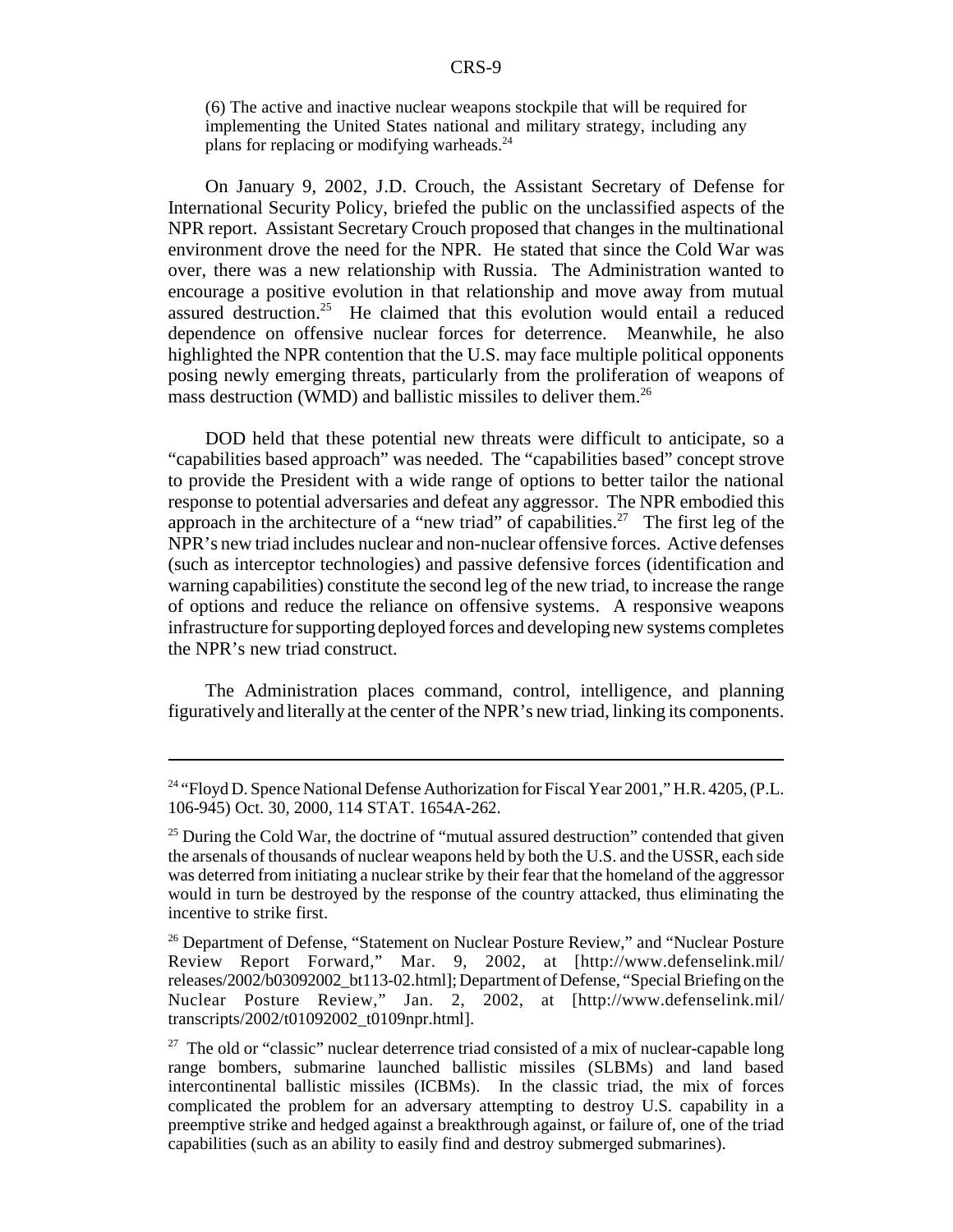(6) The active and inactive nuclear weapons stockpile that will be required for implementing the United States national and military strategy, including any plans for replacing or modifying warheads.[24]

On January 9, 2002, J.D. Crouch, the Assistant Secretary of Defense for International Security Policy, briefed the public on the unclassified aspects of the NPR report. Assistant Secretary Crouch proposed that changes in the multinational environment drove the need for the NPR. He stated that since the Cold War was over, there was a new relationship with Russia. The Administration wanted to encourage a positive evolution in that relationship and move away from mutual assured destruction.[25] He claimed that this evolution would entail a reduced dependence on offensive nuclear forces for deterrence. Meanwhile, he also highlighted the NPR contention that the U.S. may face multiple political opponents posing newly emerging threats, particularly from the proliferation of weapons of mass destruction (WMD) and ballistic missiles to deliver them.[26]

DOD held that these potential new threats were difficult to anticipate, so a "capabilities based approach" was needed. The "capabilities based" concept strove to provide the President with a wide range of options to better tailor the national response to potential adversaries and defeat any aggressor. The NPR embodied this approach in the architecture of a "new triad" of capabilities.[27] The first leg of the NPR's new triad includes nuclear and non-nuclear offensive forces. Active defenses (such as interceptor technologies) and passive defensive forces (identification and warning capabilities) constitute the second leg of the new triad, to increase the range of options and reduce the reliance on offensive systems. A responsive weapons infrastructure for supporting deployed forces and developing new systems completes the NPR's new triad construct.

The Administration places command, control, intelligence, and planning figuratively and literally at the center of the NPR's new triad, linking its components.

---

[24] "Floyd D. Spence National Defense Authorization for Fiscal Year 2001," H.R. 4205, (P.L. 106-945) Oct. 30, 2000, 114 STAT. 1654A-262.

[25] During the Cold War, the doctrine of "mutual assured destruction" contended that given the arsenals of thousands of nuclear weapons held by both the U.S. and the USSR, each side was deterred from initiating a nuclear strike by their fear that the homeland of the aggressor would in turn be destroyed by the response of the country attacked, thus eliminating the incentive to strike first.

[26] Department of Defense, "Statement on Nuclear Posture Review," and "Nuclear Posture Review Report Forward," Mar. 9, 2002, at [http://www.defenselink.mil/releases/2002/b03092002_bt113-02.html]; Department of Defense, "Special Briefing on the Nuclear Posture Review," Jan. 2, 2002, at [http://www.defenselink.mil/transcripts/2002/t01092002_t0109npr.html].

[27] The old or "classic" nuclear deterrence triad consisted of a mix of nuclear-capable long range bombers, submarine launched ballistic missiles (SLBMs) and land based intercontinental ballistic missiles (ICBMs). In the classic triad, the mix of forces complicated the problem for an adversary attempting to destroy U.S. capability in a preemptive strike and hedged against a breakthrough against, or failure of, one of the triad capabilities (such as an ability to easily find and destroy submerged submarines).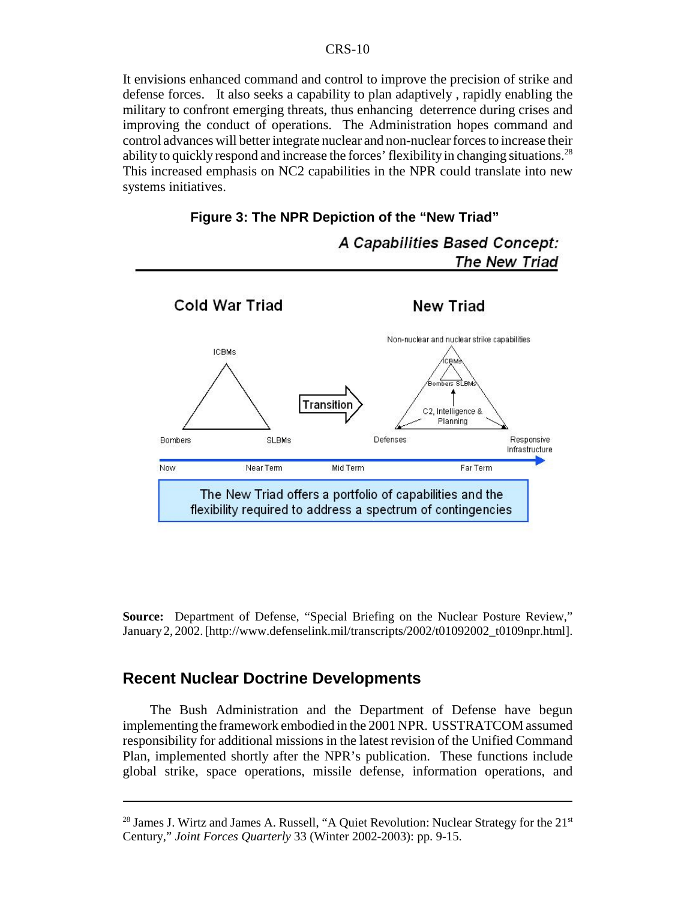It envisions enhanced command and control to improve the precision of strike and defense forces. It also seeks a capability to plan adaptively , rapidly enabling the military to confront emerging threats, thus enhancing deterrence during crises and improving the conduct of operations. The Administration hopes command and control advances will better integrate nuclear and non-nuclear forces to increase their ability to quickly respond and increase the forces' flexibility in changing situations.[28] This increased emphasis on NC2 capabilities in the NPR could translate into new systems initiatives.

**Figure 3: The NPR Depiction of the "New Triad"**

*A Capabilities Based Concept: The New Triad*

Cold War Triad — ICBMs, Bombers, SLBMs

Transition

New Triad — Non-nuclear and nuclear strike capabilities (ICBMs, Bombers, SLBMs); C2, Intelligence & Planning; Defenses; Responsive Infrastructure

Now — Near Term — Mid Term — Far Term

The New Triad offers a portfolio of capabilities and the flexibility required to address a spectrum of contingencies

**Source:** Department of Defense, "Special Briefing on the Nuclear Posture Review," January 2, 2002. [http://www.defenselink.mil/transcripts/2002/t01092002_t0109npr.html].

## Recent Nuclear Doctrine Developments

The Bush Administration and the Department of Defense have begun implementing the framework embodied in the 2001 NPR. USSTRATCOM assumed responsibility for additional missions in the latest revision of the Unified Command Plan, implemented shortly after the NPR's publication. These functions include global strike, space operations, missile defense, information operations, and

---

[28] James J. Wirtz and James A. Russell, "A Quiet Revolution: Nuclear Strategy for the 21st Century," *Joint Forces Quarterly* 33 (Winter 2002-2003): pp. 9-15.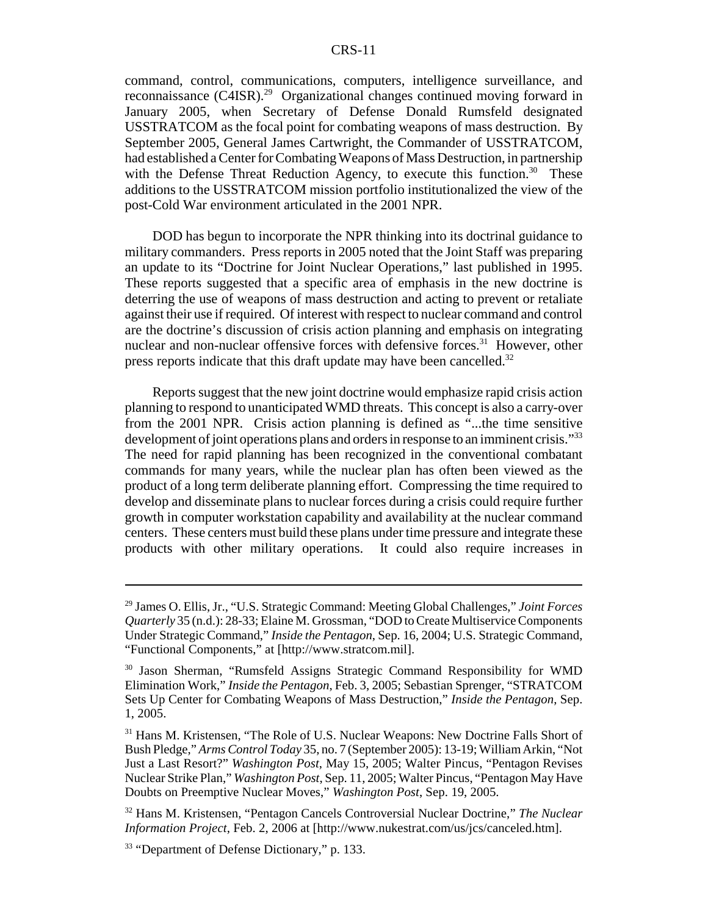command, control, communications, computers, intelligence surveillance, and reconnaissance (C4ISR).[29] Organizational changes continued moving forward in January 2005, when Secretary of Defense Donald Rumsfeld designated USSTRATCOM as the focal point for combating weapons of mass destruction. By September 2005, General James Cartwright, the Commander of USSTRATCOM, had established a Center for Combating Weapons of Mass Destruction, in partnership with the Defense Threat Reduction Agency, to execute this function.[30] These additions to the USSTRATCOM mission portfolio institutionalized the view of the post-Cold War environment articulated in the 2001 NPR.

DOD has begun to incorporate the NPR thinking into its doctrinal guidance to military commanders. Press reports in 2005 noted that the Joint Staff was preparing an update to its "Doctrine for Joint Nuclear Operations," last published in 1995. These reports suggested that a specific area of emphasis in the new doctrine is deterring the use of weapons of mass destruction and acting to prevent or retaliate against their use if required. Of interest with respect to nuclear command and control are the doctrine's discussion of crisis action planning and emphasis on integrating nuclear and non-nuclear offensive forces with defensive forces.[31] However, other press reports indicate that this draft update may have been cancelled.[32]

Reports suggest that the new joint doctrine would emphasize rapid crisis action planning to respond to unanticipated WMD threats. This concept is also a carry-over from the 2001 NPR. Crisis action planning is defined as "...the time sensitive development of joint operations plans and orders in response to an imminent crisis."[33] The need for rapid planning has been recognized in the conventional combatant commands for many years, while the nuclear plan has often been viewed as the product of a long term deliberate planning effort. Compressing the time required to develop and disseminate plans to nuclear forces during a crisis could require further growth in computer workstation capability and availability at the nuclear command centers. These centers must build these plans under time pressure and integrate these products with other military operations. It could also require increases in

---

[29] James O. Ellis, Jr., "U.S. Strategic Command: Meeting Global Challenges," *Joint Forces Quarterly* 35 (n.d.): 28-33; Elaine M. Grossman, "DOD to Create Multiservice Components Under Strategic Command," *Inside the Pentagon*, Sep. 16, 2004; U.S. Strategic Command, "Functional Components," at [http://www.stratcom.mil].

[30] Jason Sherman, "Rumsfeld Assigns Strategic Command Responsibility for WMD Elimination Work," *Inside the Pentagon*, Feb. 3, 2005; Sebastian Sprenger, "STRATCOM Sets Up Center for Combating Weapons of Mass Destruction," *Inside the Pentagon*, Sep. 1, 2005.

[31] Hans M. Kristensen, "The Role of U.S. Nuclear Weapons: New Doctrine Falls Short of Bush Pledge," *Arms Control Today* 35, no. 7 (September 2005): 13-19; William Arkin, "Not Just a Last Resort?" *Washington Post*, May 15, 2005; Walter Pincus, "Pentagon Revises Nuclear Strike Plan," *Washington Post*, Sep. 11, 2005; Walter Pincus, "Pentagon May Have Doubts on Preemptive Nuclear Moves," *Washington Post*, Sep. 19, 2005.

[32] Hans M. Kristensen, "Pentagon Cancels Controversial Nuclear Doctrine," *The Nuclear Information Project*, Feb. 2, 2006 at [http://www.nukestrat.com/us/jcs/canceled.htm].

[33] "Department of Defense Dictionary," p. 133.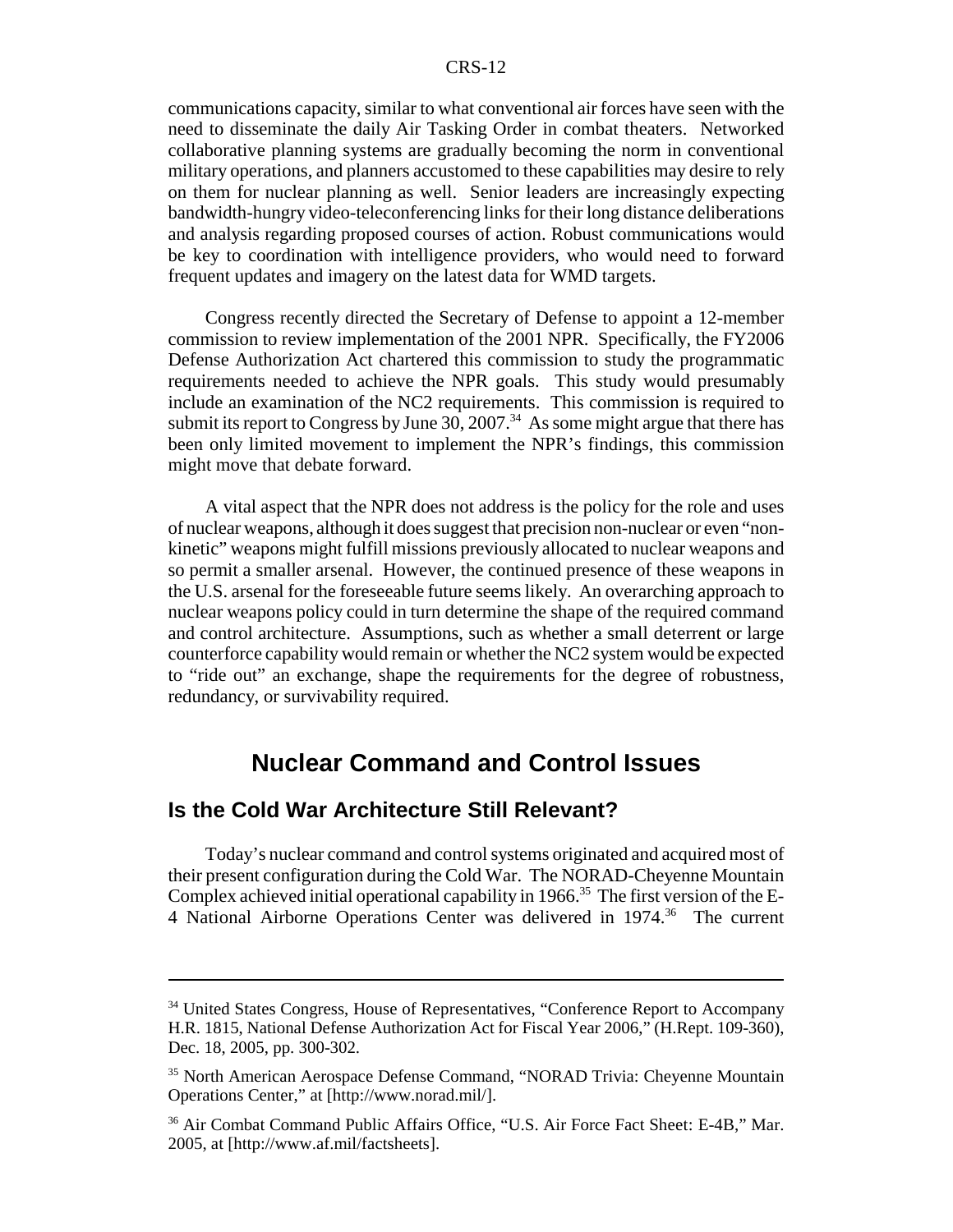communications capacity, similar to what conventional air forces have seen with the need to disseminate the daily Air Tasking Order in combat theaters. Networked collaborative planning systems are gradually becoming the norm in conventional military operations, and planners accustomed to these capabilities may desire to rely on them for nuclear planning as well. Senior leaders are increasingly expecting bandwidth-hungry video-teleconferencing links for their long distance deliberations and analysis regarding proposed courses of action. Robust communications would be key to coordination with intelligence providers, who would need to forward frequent updates and imagery on the latest data for WMD targets.

Congress recently directed the Secretary of Defense to appoint a 12-member commission to review implementation of the 2001 NPR. Specifically, the FY2006 Defense Authorization Act chartered this commission to study the programmatic requirements needed to achieve the NPR goals. This study would presumably include an examination of the NC2 requirements. This commission is required to submit its report to Congress by June 30, 2007.[34] As some might argue that there has been only limited movement to implement the NPR's findings, this commission might move that debate forward.

A vital aspect that the NPR does not address is the policy for the role and uses of nuclear weapons, although it does suggest that precision non-nuclear or even "non-kinetic" weapons might fulfill missions previously allocated to nuclear weapons and so permit a smaller arsenal. However, the continued presence of these weapons in the U.S. arsenal for the foreseeable future seems likely. An overarching approach to nuclear weapons policy could in turn determine the shape of the required command and control architecture. Assumptions, such as whether a small deterrent or large counterforce capability would remain or whether the NC2 system would be expected to "ride out" an exchange, shape the requirements for the degree of robustness, redundancy, or survivability required.

# Nuclear Command and Control Issues

## Is the Cold War Architecture Still Relevant?

Today's nuclear command and control systems originated and acquired most of their present configuration during the Cold War. The NORAD-Cheyenne Mountain Complex achieved initial operational capability in 1966.[35] The first version of the E-4 National Airborne Operations Center was delivered in 1974.[36] The current

---

[34] United States Congress, House of Representatives, "Conference Report to Accompany H.R. 1815, National Defense Authorization Act for Fiscal Year 2006," (H.Rept. 109-360), Dec. 18, 2005, pp. 300-302.

[35] North American Aerospace Defense Command, "NORAD Trivia: Cheyenne Mountain Operations Center," at [http://www.norad.mil/].

[36] Air Combat Command Public Affairs Office, "U.S. Air Force Fact Sheet: E-4B," Mar. 2005, at [http://www.af.mil/factsheets].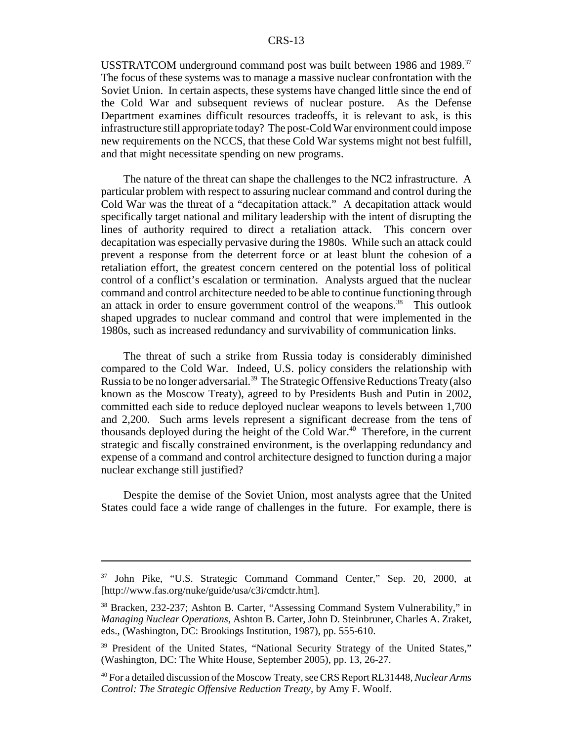USSTRATCOM underground command post was built between 1986 and 1989.[37] The focus of these systems was to manage a massive nuclear confrontation with the Soviet Union. In certain aspects, these systems have changed little since the end of the Cold War and subsequent reviews of nuclear posture. As the Defense Department examines difficult resources tradeoffs, it is relevant to ask, is this infrastructure still appropriate today? The post-Cold War environment could impose new requirements on the NCCS, that these Cold War systems might not best fulfill, and that might necessitate spending on new programs.

The nature of the threat can shape the challenges to the NC2 infrastructure. A particular problem with respect to assuring nuclear command and control during the Cold War was the threat of a "decapitation attack." A decapitation attack would specifically target national and military leadership with the intent of disrupting the lines of authority required to direct a retaliation attack. This concern over decapitation was especially pervasive during the 1980s. While such an attack could prevent a response from the deterrent force or at least blunt the cohesion of a retaliation effort, the greatest concern centered on the potential loss of political control of a conflict's escalation or termination. Analysts argued that the nuclear command and control architecture needed to be able to continue functioning through an attack in order to ensure government control of the weapons.[38] This outlook shaped upgrades to nuclear command and control that were implemented in the 1980s, such as increased redundancy and survivability of communication links.

The threat of such a strike from Russia today is considerably diminished compared to the Cold War. Indeed, U.S. policy considers the relationship with Russia to be no longer adversarial.[39] The Strategic Offensive Reductions Treaty (also known as the Moscow Treaty), agreed to by Presidents Bush and Putin in 2002, committed each side to reduce deployed nuclear weapons to levels between 1,700 and 2,200. Such arms levels represent a significant decrease from the tens of thousands deployed during the height of the Cold War.[40] Therefore, in the current strategic and fiscally constrained environment, is the overlapping redundancy and expense of a command and control architecture designed to function during a major nuclear exchange still justified?

Despite the demise of the Soviet Union, most analysts agree that the United States could face a wide range of challenges in the future. For example, there is

---

[37] John Pike, "U.S. Strategic Command Command Center," Sep. 20, 2000, at [http://www.fas.org/nuke/guide/usa/c3i/cmdctr.htm].

[38] Bracken, 232-237; Ashton B. Carter, "Assessing Command System Vulnerability," in *Managing Nuclear Operations*, Ashton B. Carter, John D. Steinbruner, Charles A. Zraket, eds., (Washington, DC: Brookings Institution, 1987), pp. 555-610.

[39] President of the United States, "National Security Strategy of the United States," (Washington, DC: The White House, September 2005), pp. 13, 26-27.

[40] For a detailed discussion of the Moscow Treaty, see CRS Report RL31448, *Nuclear Arms Control: The Strategic Offensive Reduction Treaty*, by Amy F. Woolf.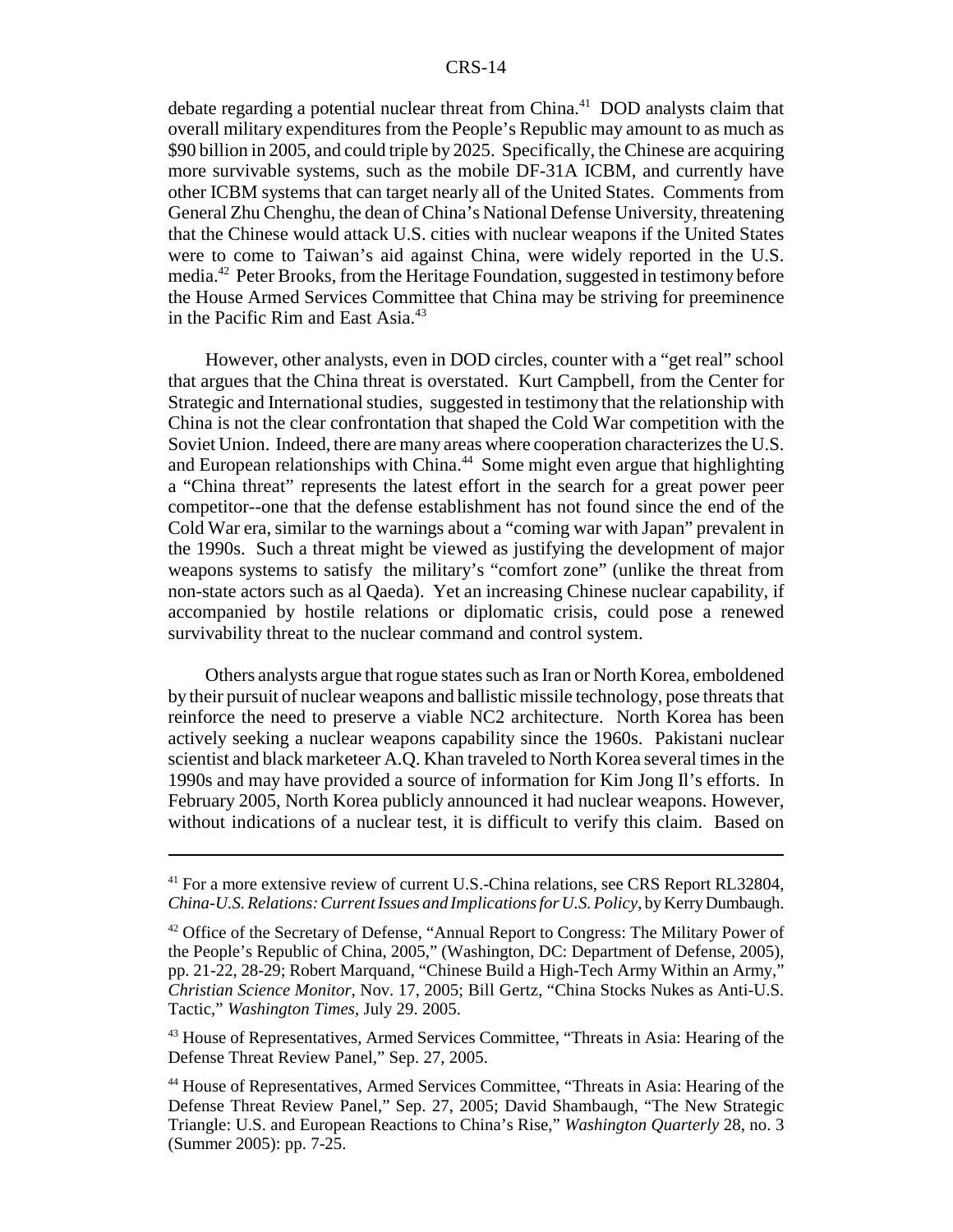debate regarding a potential nuclear threat from China.[41] DOD analysts claim that overall military expenditures from the People's Republic may amount to as much as \$90 billion in 2005, and could triple by 2025. Specifically, the Chinese are acquiring more survivable systems, such as the mobile DF-31A ICBM, and currently have other ICBM systems that can target nearly all of the United States. Comments from General Zhu Chenghu, the dean of China's National Defense University, threatening that the Chinese would attack U.S. cities with nuclear weapons if the United States were to come to Taiwan's aid against China, were widely reported in the U.S. media.[42] Peter Brooks, from the Heritage Foundation, suggested in testimony before the House Armed Services Committee that China may be striving for preeminence in the Pacific Rim and East Asia.[43]

However, other analysts, even in DOD circles, counter with a "get real" school that argues that the China threat is overstated. Kurt Campbell, from the Center for Strategic and International studies, suggested in testimony that the relationship with China is not the clear confrontation that shaped the Cold War competition with the Soviet Union. Indeed, there are many areas where cooperation characterizes the U.S. and European relationships with China.[44] Some might even argue that highlighting a "China threat" represents the latest effort in the search for a great power peer competitor--one that the defense establishment has not found since the end of the Cold War era, similar to the warnings about a "coming war with Japan" prevalent in the 1990s. Such a threat might be viewed as justifying the development of major weapons systems to satisfy the military's "comfort zone" (unlike the threat from non-state actors such as al Qaeda). Yet an increasing Chinese nuclear capability, if accompanied by hostile relations or diplomatic crisis, could pose a renewed survivability threat to the nuclear command and control system.

Others analysts argue that rogue states such as Iran or North Korea, emboldened by their pursuit of nuclear weapons and ballistic missile technology, pose threats that reinforce the need to preserve a viable NC2 architecture. North Korea has been actively seeking a nuclear weapons capability since the 1960s. Pakistani nuclear scientist and black marketeer A.Q. Khan traveled to North Korea several times in the 1990s and may have provided a source of information for Kim Jong Il's efforts. In February 2005, North Korea publicly announced it had nuclear weapons. However, without indications of a nuclear test, it is difficult to verify this claim. Based on

---

[41] For a more extensive review of current U.S.-China relations, see CRS Report RL32804, *China-U.S. Relations: Current Issues and Implications for U.S. Policy*, by Kerry Dumbaugh.

[42] Office of the Secretary of Defense, "Annual Report to Congress: The Military Power of the People's Republic of China, 2005," (Washington, DC: Department of Defense, 2005), pp. 21-22, 28-29; Robert Marquand, "Chinese Build a High-Tech Army Within an Army," *Christian Science Monitor*, Nov. 17, 2005; Bill Gertz, "China Stocks Nukes as Anti-U.S. Tactic," *Washington Times*, July 29. 2005.

[43] House of Representatives, Armed Services Committee, "Threats in Asia: Hearing of the Defense Threat Review Panel," Sep. 27, 2005.

[44] House of Representatives, Armed Services Committee, "Threats in Asia: Hearing of the Defense Threat Review Panel," Sep. 27, 2005; David Shambaugh, "The New Strategic Triangle: U.S. and European Reactions to China's Rise," *Washington Quarterly* 28, no. 3 (Summer 2005): pp. 7-25.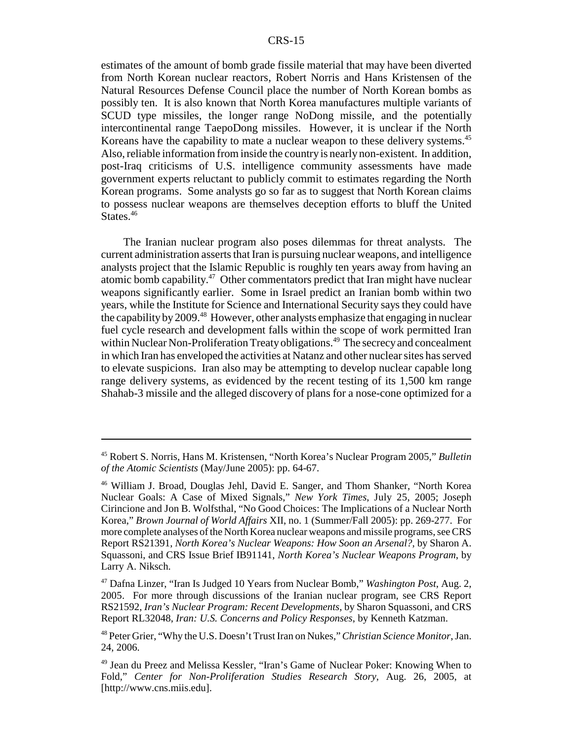estimates of the amount of bomb grade fissile material that may have been diverted from North Korean nuclear reactors, Robert Norris and Hans Kristensen of the Natural Resources Defense Council place the number of North Korean bombs as possibly ten. It is also known that North Korea manufactures multiple variants of SCUD type missiles, the longer range NoDong missile, and the potentially intercontinental range TaepoDong missiles. However, it is unclear if the North Koreans have the capability to mate a nuclear weapon to these delivery systems.[45] Also, reliable information from inside the country is nearly non-existent. In addition, post-Iraq criticisms of U.S. intelligence community assessments have made government experts reluctant to publicly commit to estimates regarding the North Korean programs. Some analysts go so far as to suggest that North Korean claims to possess nuclear weapons are themselves deception efforts to bluff the United States.[46]

The Iranian nuclear program also poses dilemmas for threat analysts. The current administration asserts that Iran is pursuing nuclear weapons, and intelligence analysts project that the Islamic Republic is roughly ten years away from having an atomic bomb capability.[47] Other commentators predict that Iran might have nuclear weapons significantly earlier. Some in Israel predict an Iranian bomb within two years, while the Institute for Science and International Security says they could have the capability by 2009.[48] However, other analysts emphasize that engaging in nuclear fuel cycle research and development falls within the scope of work permitted Iran within Nuclear Non-Proliferation Treaty obligations.[49] The secrecy and concealment in which Iran has enveloped the activities at Natanz and other nuclear sites has served to elevate suspicions. Iran also may be attempting to develop nuclear capable long range delivery systems, as evidenced by the recent testing of its 1,500 km range Shahab-3 missile and the alleged discovery of plans for a nose-cone optimized for a

---

[45] Robert S. Norris, Hans M. Kristensen, "North Korea's Nuclear Program 2005," *Bulletin of the Atomic Scientists* (May/June 2005): pp. 64-67.

[46] William J. Broad, Douglas Jehl, David E. Sanger, and Thom Shanker, "North Korea Nuclear Goals: A Case of Mixed Signals," *New York Times*, July 25, 2005; Joseph Cirincione and Jon B. Wolfsthal, "No Good Choices: The Implications of a Nuclear North Korea," *Brown Journal of World Affairs* XII, no. 1 (Summer/Fall 2005): pp. 269-277. For more complete analyses of the North Korea nuclear weapons and missile programs, see CRS Report RS21391, *North Korea's Nuclear Weapons: How Soon an Arsenal?*, by Sharon A. Squassoni, and CRS Issue Brief IB91141, *North Korea's Nuclear Weapons Program*, by Larry A. Niksch.

[47] Dafna Linzer, "Iran Is Judged 10 Years from Nuclear Bomb," *Washington Post*, Aug. 2, 2005. For more through discussions of the Iranian nuclear program, see CRS Report RS21592, *Iran's Nuclear Program: Recent Developments*, by Sharon Squassoni, and CRS Report RL32048, *Iran: U.S. Concerns and Policy Responses*, by Kenneth Katzman.

[48] Peter Grier, "Why the U.S. Doesn't Trust Iran on Nukes," *Christian Science Monitor*, Jan. 24, 2006.

[49] Jean du Preez and Melissa Kessler, "Iran's Game of Nuclear Poker: Knowing When to Fold," *Center for Non-Proliferation Studies Research Story*, Aug. 26, 2005, at [http://www.cns.miis.edu].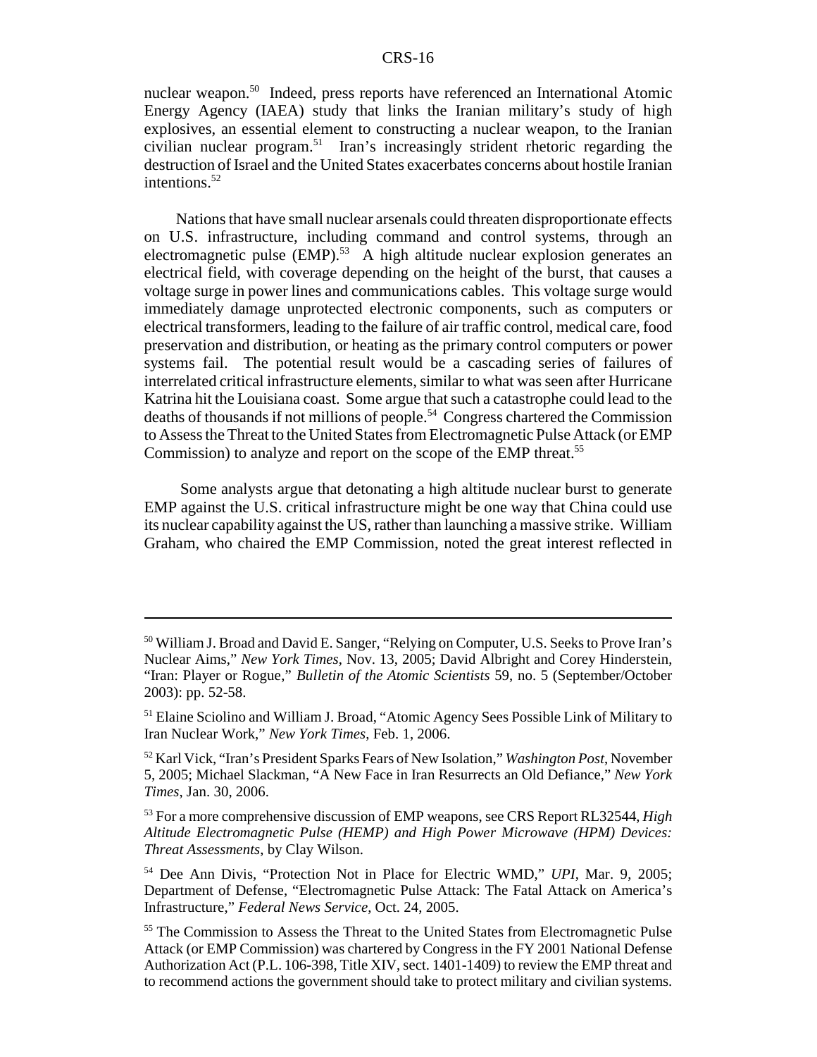nuclear weapon.[50] Indeed, press reports have referenced an International Atomic Energy Agency (IAEA) study that links the Iranian military's study of high explosives, an essential element to constructing a nuclear weapon, to the Iranian civilian nuclear program.[51] Iran's increasingly strident rhetoric regarding the destruction of Israel and the United States exacerbates concerns about hostile Iranian intentions.[52]

Nations that have small nuclear arsenals could threaten disproportionate effects on U.S. infrastructure, including command and control systems, through an electromagnetic pulse (EMP).[53] A high altitude nuclear explosion generates an electrical field, with coverage depending on the height of the burst, that causes a voltage surge in power lines and communications cables. This voltage surge would immediately damage unprotected electronic components, such as computers or electrical transformers, leading to the failure of air traffic control, medical care, food preservation and distribution, or heating as the primary control computers or power systems fail. The potential result would be a cascading series of failures of interrelated critical infrastructure elements, similar to what was seen after Hurricane Katrina hit the Louisiana coast. Some argue that such a catastrophe could lead to the deaths of thousands if not millions of people.[54] Congress chartered the Commission to Assess the Threat to the United States from Electromagnetic Pulse Attack (or EMP Commission) to analyze and report on the scope of the EMP threat.[55]

Some analysts argue that detonating a high altitude nuclear burst to generate EMP against the U.S. critical infrastructure might be one way that China could use its nuclear capability against the US, rather than launching a massive strike. William Graham, who chaired the EMP Commission, noted the great interest reflected in

---

[50] William J. Broad and David E. Sanger, "Relying on Computer, U.S. Seeks to Prove Iran's Nuclear Aims," *New York Times*, Nov. 13, 2005; David Albright and Corey Hinderstein, "Iran: Player or Rogue," *Bulletin of the Atomic Scientists* 59, no. 5 (September/October 2003): pp. 52-58.

[51] Elaine Sciolino and William J. Broad, "Atomic Agency Sees Possible Link of Military to Iran Nuclear Work," *New York Times*, Feb. 1, 2006.

[52] Karl Vick, "Iran's President Sparks Fears of New Isolation," *Washington Post*, November 5, 2005; Michael Slackman, "A New Face in Iran Resurrects an Old Defiance," *New York Times*, Jan. 30, 2006.

[53] For a more comprehensive discussion of EMP weapons, see CRS Report RL32544, *High Altitude Electromagnetic Pulse (HEMP) and High Power Microwave (HPM) Devices: Threat Assessments*, by Clay Wilson.

[54] Dee Ann Divis, "Protection Not in Place for Electric WMD," *UPI*, Mar. 9, 2005; Department of Defense, "Electromagnetic Pulse Attack: The Fatal Attack on America's Infrastructure," *Federal News Service*, Oct. 24, 2005.

[55] The Commission to Assess the Threat to the United States from Electromagnetic Pulse Attack (or EMP Commission) was chartered by Congress in the FY 2001 National Defense Authorization Act (P.L. 106-398, Title XIV, sect. 1401-1409) to review the EMP threat and to recommend actions the government should take to protect military and civilian systems.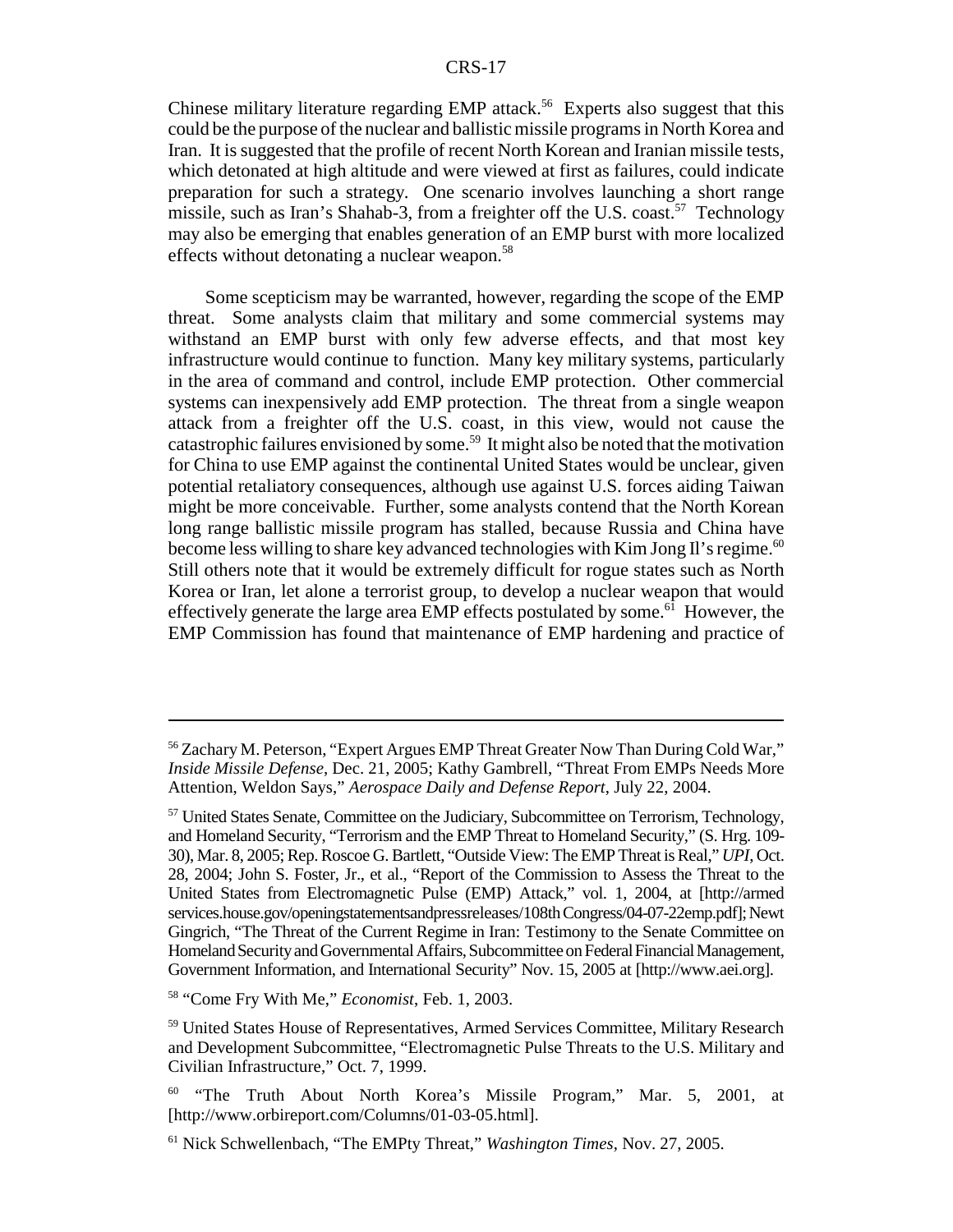Chinese military literature regarding EMP attack.[56] Experts also suggest that this could be the purpose of the nuclear and ballistic missile programs in North Korea and Iran. It is suggested that the profile of recent North Korean and Iranian missile tests, which detonated at high altitude and were viewed at first as failures, could indicate preparation for such a strategy. One scenario involves launching a short range missile, such as Iran's Shahab-3, from a freighter off the U.S. coast.[57] Technology may also be emerging that enables generation of an EMP burst with more localized effects without detonating a nuclear weapon.[58]

Some scepticism may be warranted, however, regarding the scope of the EMP threat. Some analysts claim that military and some commercial systems may withstand an EMP burst with only few adverse effects, and that most key infrastructure would continue to function. Many key military systems, particularly in the area of command and control, include EMP protection. Other commercial systems can inexpensively add EMP protection. The threat from a single weapon attack from a freighter off the U.S. coast, in this view, would not cause the catastrophic failures envisioned by some.[59] It might also be noted that the motivation for China to use EMP against the continental United States would be unclear, given potential retaliatory consequences, although use against U.S. forces aiding Taiwan might be more conceivable. Further, some analysts contend that the North Korean long range ballistic missile program has stalled, because Russia and China have become less willing to share key advanced technologies with Kim Jong Il's regime.[60] Still others note that it would be extremely difficult for rogue states such as North Korea or Iran, let alone a terrorist group, to develop a nuclear weapon that would effectively generate the large area EMP effects postulated by some.[61] However, the EMP Commission has found that maintenance of EMP hardening and practice of

---

[56] Zachary M. Peterson, "Expert Argues EMP Threat Greater Now Than During Cold War," *Inside Missile Defense*, Dec. 21, 2005; Kathy Gambrell, "Threat From EMPs Needs More Attention, Weldon Says," *Aerospace Daily and Defense Report*, July 22, 2004.

[57] United States Senate, Committee on the Judiciary, Subcommittee on Terrorism, Technology, and Homeland Security, "Terrorism and the EMP Threat to Homeland Security," (S. Hrg. 109-30), Mar. 8, 2005; Rep. Roscoe G. Bartlett, "Outside View: The EMP Threat is Real," *UPI*, Oct. 28, 2004; John S. Foster, Jr., et al., "Report of the Commission to Assess the Threat to the United States from Electromagnetic Pulse (EMP) Attack," vol. 1, 2004, at [http://armedservices.house.gov/openingstatementsandpressreleases/108thCongress/04-07-22emp.pdf]; Newt Gingrich, "The Threat of the Current Regime in Iran: Testimony to the Senate Committee on Homeland Security and Governmental Affairs, Subcommittee on Federal Financial Management, Government Information, and International Security" Nov. 15, 2005 at [http://www.aei.org].

[58] "Come Fry With Me," *Economist*, Feb. 1, 2003.

[59] United States House of Representatives, Armed Services Committee, Military Research and Development Subcommittee, "Electromagnetic Pulse Threats to the U.S. Military and Civilian Infrastructure," Oct. 7, 1999.

[60] "The Truth About North Korea's Missile Program," Mar. 5, 2001, at [http://www.orbireport.com/Columns/01-03-05.html].

[61] Nick Schwellenbach, "The EMPty Threat," *Washington Times*, Nov. 27, 2005.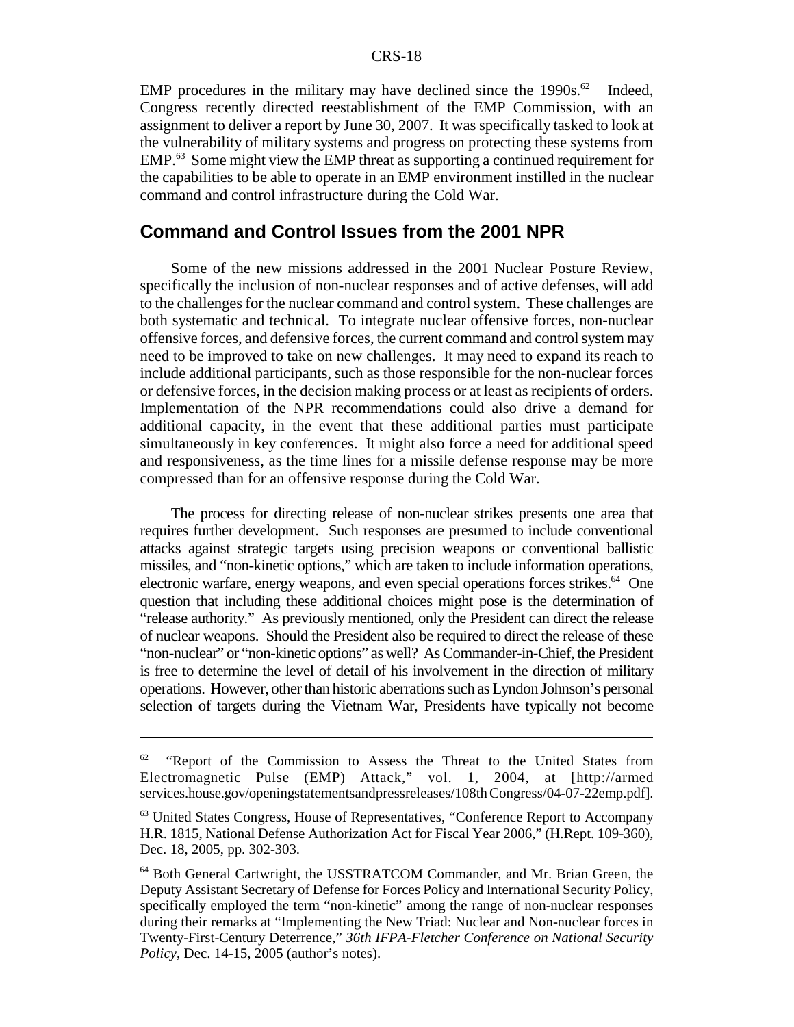EMP procedures in the military may have declined since the 1990s.[62] Indeed, Congress recently directed reestablishment of the EMP Commission, with an assignment to deliver a report by June 30, 2007. It was specifically tasked to look at the vulnerability of military systems and progress on protecting these systems from EMP.[63] Some might view the EMP threat as supporting a continued requirement for the capabilities to be able to operate in an EMP environment instilled in the nuclear command and control infrastructure during the Cold War.

## Command and Control Issues from the 2001 NPR

Some of the new missions addressed in the 2001 Nuclear Posture Review, specifically the inclusion of non-nuclear responses and of active defenses, will add to the challenges for the nuclear command and control system. These challenges are both systematic and technical. To integrate nuclear offensive forces, non-nuclear offensive forces, and defensive forces, the current command and control system may need to be improved to take on new challenges. It may need to expand its reach to include additional participants, such as those responsible for the non-nuclear forces or defensive forces, in the decision making process or at least as recipients of orders. Implementation of the NPR recommendations could also drive a demand for additional capacity, in the event that these additional parties must participate simultaneously in key conferences. It might also force a need for additional speed and responsiveness, as the time lines for a missile defense response may be more compressed than for an offensive response during the Cold War.

The process for directing release of non-nuclear strikes presents one area that requires further development. Such responses are presumed to include conventional attacks against strategic targets using precision weapons or conventional ballistic missiles, and "non-kinetic options," which are taken to include information operations, electronic warfare, energy weapons, and even special operations forces strikes.[64] One question that including these additional choices might pose is the determination of "release authority." As previously mentioned, only the President can direct the release of nuclear weapons. Should the President also be required to direct the release of these "non-nuclear" or "non-kinetic options" as well? As Commander-in-Chief, the President is free to determine the level of detail of his involvement in the direction of military operations. However, other than historic aberrations such as Lyndon Johnson's personal selection of targets during the Vietnam War, Presidents have typically not become

---

[62] "Report of the Commission to Assess the Threat to the United States from Electromagnetic Pulse (EMP) Attack," vol. 1, 2004, at [http://armed services.house.gov/openingstatementsandpressreleases/108thCongress/04-07-22emp.pdf].

[63] United States Congress, House of Representatives, "Conference Report to Accompany H.R. 1815, National Defense Authorization Act for Fiscal Year 2006," (H.Rept. 109-360), Dec. 18, 2005, pp. 302-303.

[64] Both General Cartwright, the USSTRATCOM Commander, and Mr. Brian Green, the Deputy Assistant Secretary of Defense for Forces Policy and International Security Policy, specifically employed the term "non-kinetic" among the range of non-nuclear responses during their remarks at "Implementing the New Triad: Nuclear and Non-nuclear forces in Twenty-First-Century Deterrence," *36th IFPA-Fletcher Conference on National Security Policy*, Dec. 14-15, 2005 (author's notes).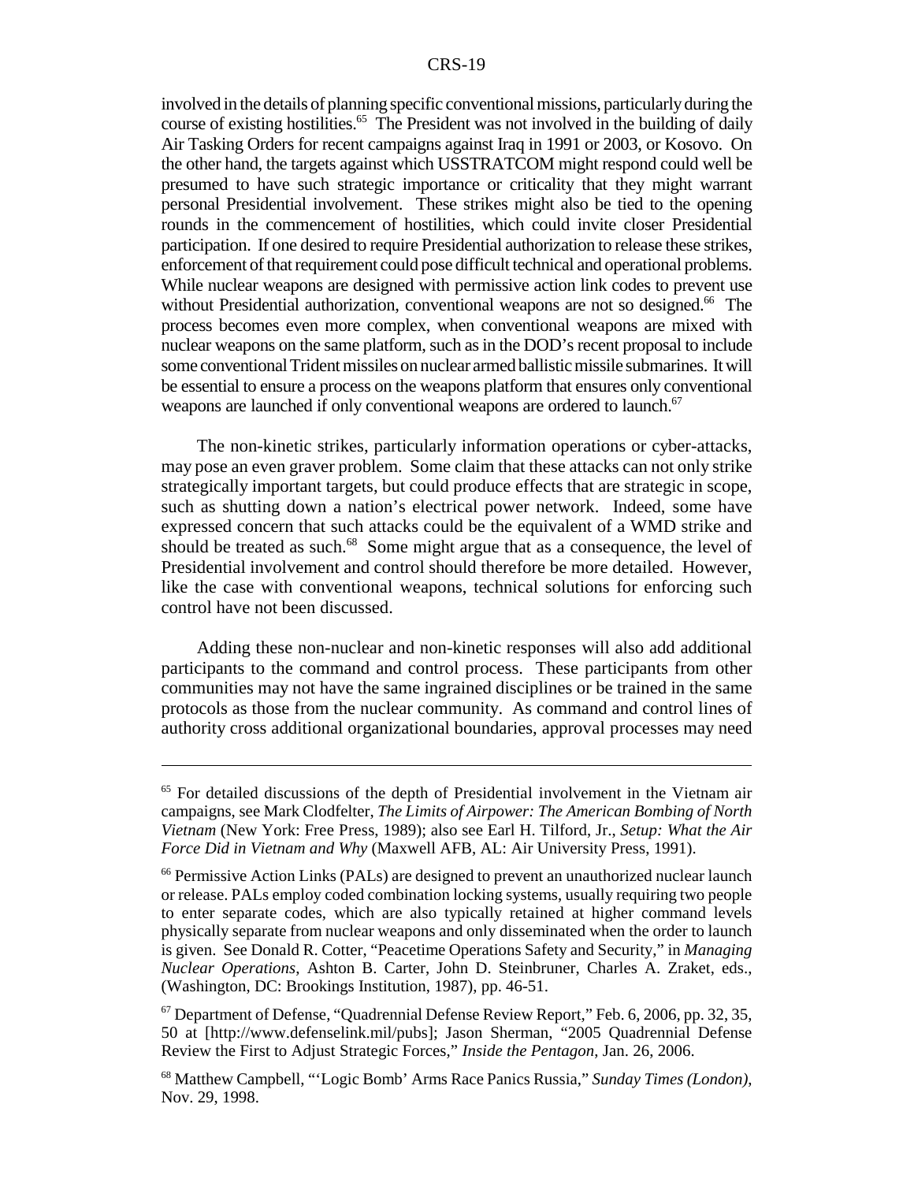involved in the details of planning specific conventional missions, particularly during the course of existing hostilities.[65] The President was not involved in the building of daily Air Tasking Orders for recent campaigns against Iraq in 1991 or 2003, or Kosovo. On the other hand, the targets against which USSTRATCOM might respond could well be presumed to have such strategic importance or criticality that they might warrant personal Presidential involvement. These strikes might also be tied to the opening rounds in the commencement of hostilities, which could invite closer Presidential participation. If one desired to require Presidential authorization to release these strikes, enforcement of that requirement could pose difficult technical and operational problems. While nuclear weapons are designed with permissive action link codes to prevent use without Presidential authorization, conventional weapons are not so designed.[66] The process becomes even more complex, when conventional weapons are mixed with nuclear weapons on the same platform, such as in the DOD's recent proposal to include some conventional Trident missiles on nuclear armed ballistic missile submarines. It will be essential to ensure a process on the weapons platform that ensures only conventional weapons are launched if only conventional weapons are ordered to launch.[67]

The non-kinetic strikes, particularly information operations or cyber-attacks, may pose an even graver problem. Some claim that these attacks can not only strike strategically important targets, but could produce effects that are strategic in scope, such as shutting down a nation's electrical power network. Indeed, some have expressed concern that such attacks could be the equivalent of a WMD strike and should be treated as such.[68] Some might argue that as a consequence, the level of Presidential involvement and control should therefore be more detailed. However, like the case with conventional weapons, technical solutions for enforcing such control have not been discussed.

Adding these non-nuclear and non-kinetic responses will also add additional participants to the command and control process. These participants from other communities may not have the same ingrained disciplines or be trained in the same protocols as those from the nuclear community. As command and control lines of authority cross additional organizational boundaries, approval processes may need

---

[65] For detailed discussions of the depth of Presidential involvement in the Vietnam air campaigns, see Mark Clodfelter, *The Limits of Airpower: The American Bombing of North Vietnam* (New York: Free Press, 1989); also see Earl H. Tilford, Jr., *Setup: What the Air Force Did in Vietnam and Why* (Maxwell AFB, AL: Air University Press, 1991).

[66] Permissive Action Links (PALs) are designed to prevent an unauthorized nuclear launch or release. PALs employ coded combination locking systems, usually requiring two people to enter separate codes, which are also typically retained at higher command levels physically separate from nuclear weapons and only disseminated when the order to launch is given. See Donald R. Cotter, "Peacetime Operations Safety and Security," in *Managing Nuclear Operations*, Ashton B. Carter, John D. Steinbruner, Charles A. Zraket, eds., (Washington, DC: Brookings Institution, 1987), pp. 46-51.

[67] Department of Defense, "Quadrennial Defense Review Report," Feb. 6, 2006, pp. 32, 35, 50 at [http://www.defenselink.mil/pubs]; Jason Sherman, "2005 Quadrennial Defense Review the First to Adjust Strategic Forces," *Inside the Pentagon*, Jan. 26, 2006.

[68] Matthew Campbell, "'Logic Bomb' Arms Race Panics Russia," *Sunday Times (London)*, Nov. 29, 1998.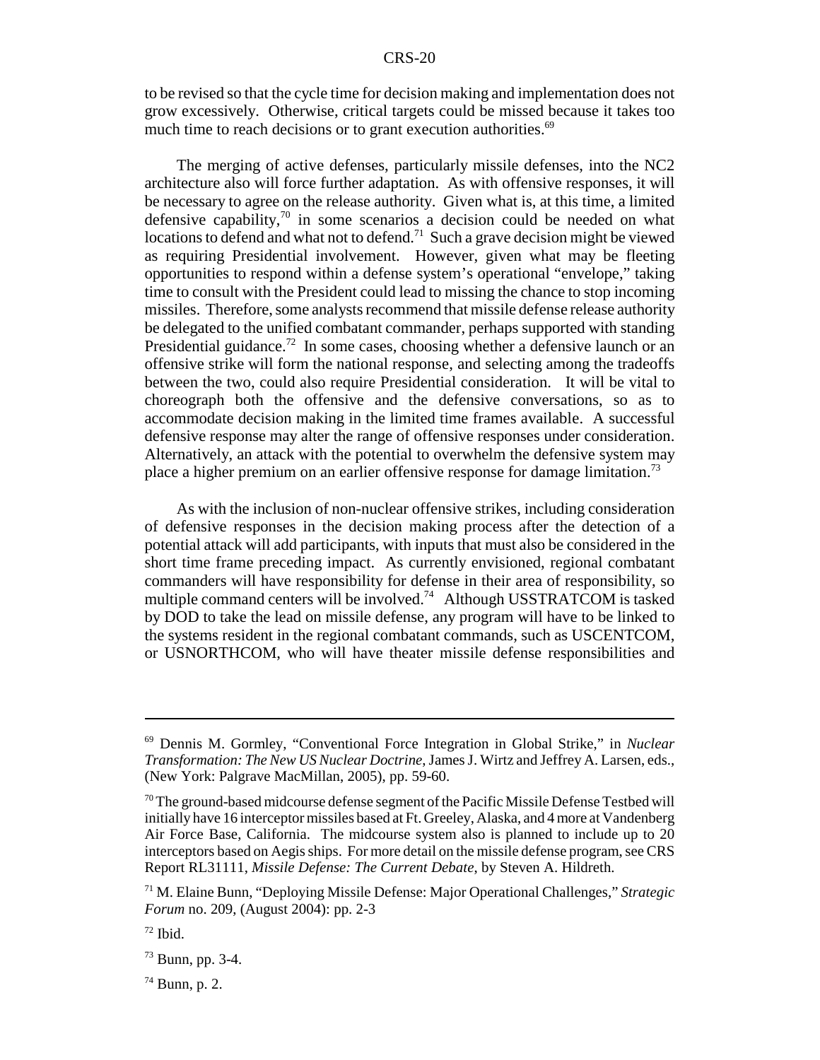to be revised so that the cycle time for decision making and implementation does not grow excessively. Otherwise, critical targets could be missed because it takes too much time to reach decisions or to grant execution authorities.[69]

The merging of active defenses, particularly missile defenses, into the NC2 architecture also will force further adaptation. As with offensive responses, it will be necessary to agree on the release authority. Given what is, at this time, a limited defensive capability,[70] in some scenarios a decision could be needed on what locations to defend and what not to defend.[71] Such a grave decision might be viewed as requiring Presidential involvement. However, given what may be fleeting opportunities to respond within a defense system's operational "envelope," taking time to consult with the President could lead to missing the chance to stop incoming missiles. Therefore, some analysts recommend that missile defense release authority be delegated to the unified combatant commander, perhaps supported with standing Presidential guidance.[72] In some cases, choosing whether a defensive launch or an offensive strike will form the national response, and selecting among the tradeoffs between the two, could also require Presidential consideration. It will be vital to choreograph both the offensive and the defensive conversations, so as to accommodate decision making in the limited time frames available. A successful defensive response may alter the range of offensive responses under consideration. Alternatively, an attack with the potential to overwhelm the defensive system may place a higher premium on an earlier offensive response for damage limitation.[73]

As with the inclusion of non-nuclear offensive strikes, including consideration of defensive responses in the decision making process after the detection of a potential attack will add participants, with inputs that must also be considered in the short time frame preceding impact. As currently envisioned, regional combatant commanders will have responsibility for defense in their area of responsibility, so multiple command centers will be involved.[74] Although USSTRATCOM is tasked by DOD to take the lead on missile defense, any program will have to be linked to the systems resident in the regional combatant commands, such as USCENTCOM, or USNORTHCOM, who will have theater missile defense responsibilities and

---

[69] Dennis M. Gormley, "Conventional Force Integration in Global Strike," in *Nuclear Transformation: The New US Nuclear Doctrine*, James J. Wirtz and Jeffrey A. Larsen, eds., (New York: Palgrave MacMillan, 2005), pp. 59-60.

[70] The ground-based midcourse defense segment of the Pacific Missile Defense Testbed will initially have 16 interceptor missiles based at Ft. Greeley, Alaska, and 4 more at Vandenberg Air Force Base, California. The midcourse system also is planned to include up to 20 interceptors based on Aegis ships. For more detail on the missile defense program, see CRS Report RL31111, *Missile Defense: The Current Debate*, by Steven A. Hildreth.

[71] M. Elaine Bunn, "Deploying Missile Defense: Major Operational Challenges," *Strategic Forum* no. 209, (August 2004): pp. 2-3

[72] Ibid.

[73] Bunn, pp. 3-4.

[74] Bunn, p. 2.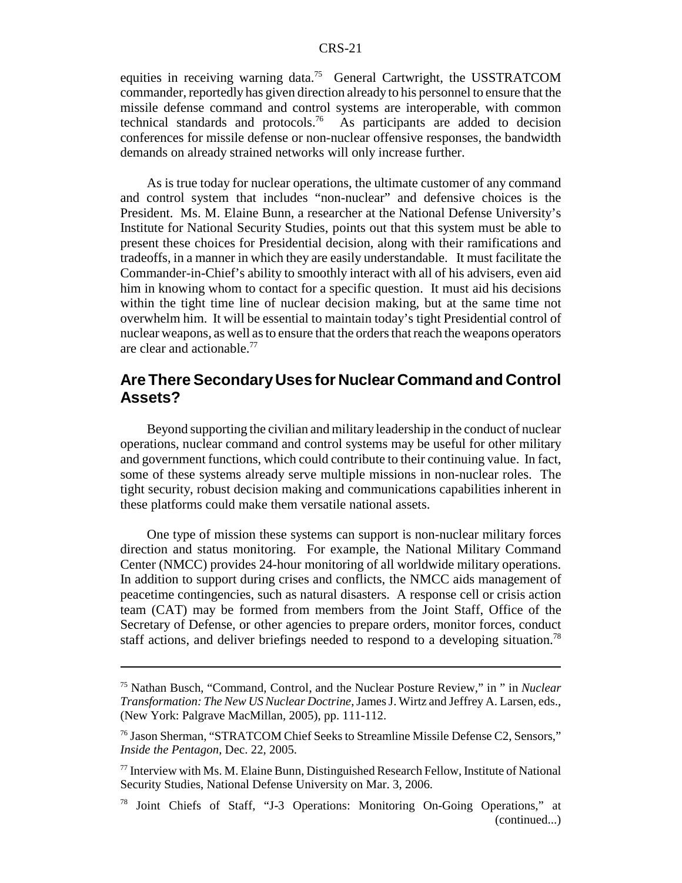equities in receiving warning data.[75] General Cartwright, the USSTRATCOM commander, reportedly has given direction already to his personnel to ensure that the missile defense command and control systems are interoperable, with common technical standards and protocols.[76] As participants are added to decision conferences for missile defense or non-nuclear offensive responses, the bandwidth demands on already strained networks will only increase further.

As is true today for nuclear operations, the ultimate customer of any command and control system that includes "non-nuclear" and defensive choices is the President. Ms. M. Elaine Bunn, a researcher at the National Defense University's Institute for National Security Studies, points out that this system must be able to present these choices for Presidential decision, along with their ramifications and tradeoffs, in a manner in which they are easily understandable. It must facilitate the Commander-in-Chief's ability to smoothly interact with all of his advisers, even aid him in knowing whom to contact for a specific question. It must aid his decisions within the tight time line of nuclear decision making, but at the same time not overwhelm him. It will be essential to maintain today's tight Presidential control of nuclear weapons, as well as to ensure that the orders that reach the weapons operators are clear and actionable.[77]

## Are There Secondary Uses for Nuclear Command and Control Assets?

Beyond supporting the civilian and military leadership in the conduct of nuclear operations, nuclear command and control systems may be useful for other military and government functions, which could contribute to their continuing value. In fact, some of these systems already serve multiple missions in non-nuclear roles. The tight security, robust decision making and communications capabilities inherent in these platforms could make them versatile national assets.

One type of mission these systems can support is non-nuclear military forces direction and status monitoring. For example, the National Military Command Center (NMCC) provides 24-hour monitoring of all worldwide military operations. In addition to support during crises and conflicts, the NMCC aids management of peacetime contingencies, such as natural disasters. A response cell or crisis action team (CAT) may be formed from members from the Joint Staff, Office of the Secretary of Defense, or other agencies to prepare orders, monitor forces, conduct staff actions, and deliver briefings needed to respond to a developing situation.[78]

---

[75] Nathan Busch, "Command, Control, and the Nuclear Posture Review," in " in *Nuclear Transformation: The New US Nuclear Doctrine*, James J. Wirtz and Jeffrey A. Larsen, eds., (New York: Palgrave MacMillan, 2005), pp. 111-112.

[76] Jason Sherman, "STRATCOM Chief Seeks to Streamline Missile Defense C2, Sensors," *Inside the Pentagon*, Dec. 22, 2005.

[77] Interview with Ms. M. Elaine Bunn, Distinguished Research Fellow, Institute of National Security Studies, National Defense University on Mar. 3, 2006.

[78] Joint Chiefs of Staff, "J-3 Operations: Monitoring On-Going Operations," at (continued...)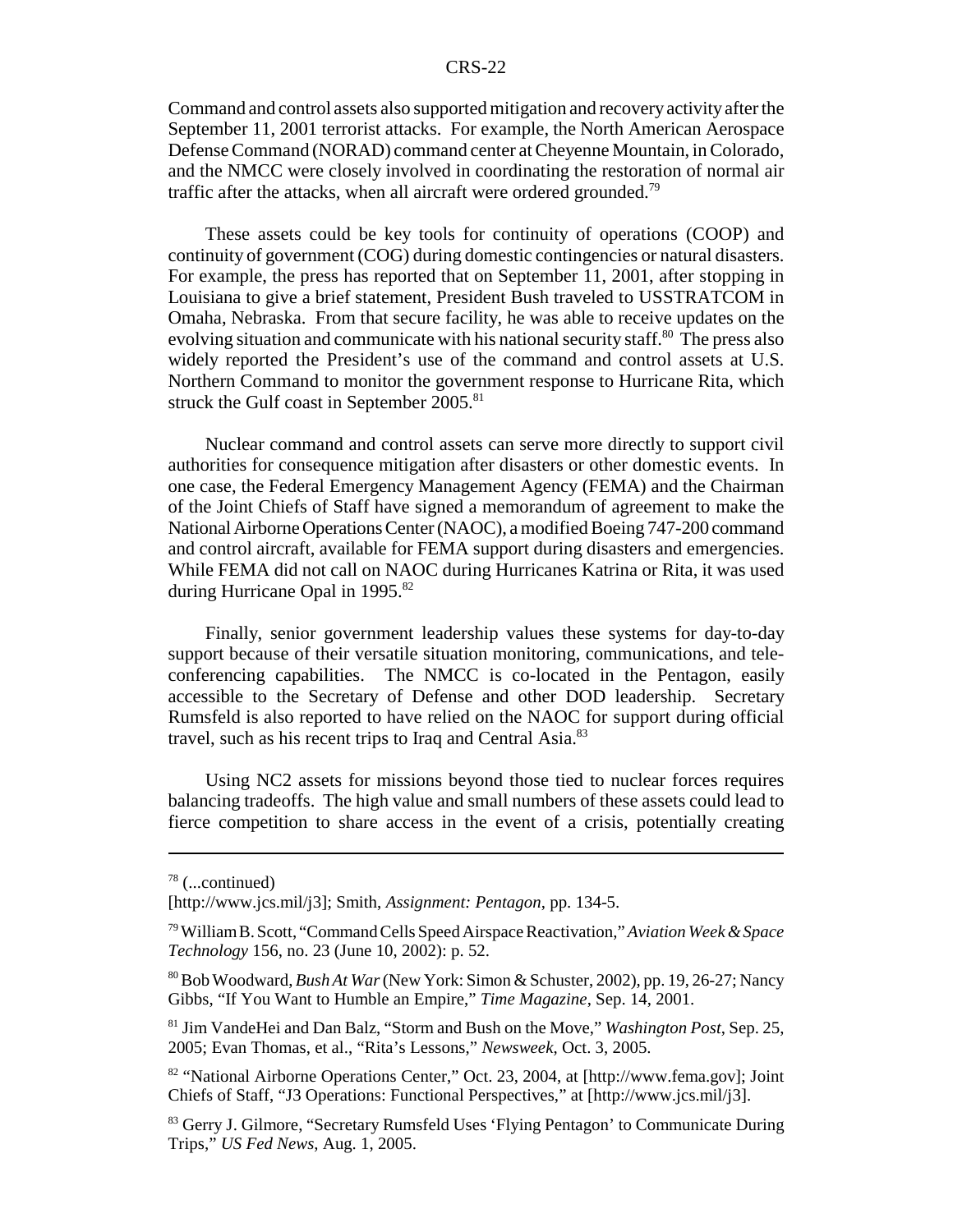Command and control assets also supported mitigation and recovery activity after the September 11, 2001 terrorist attacks. For example, the North American Aerospace Defense Command (NORAD) command center at Cheyenne Mountain, in Colorado, and the NMCC were closely involved in coordinating the restoration of normal air traffic after the attacks, when all aircraft were ordered grounded.[79]

These assets could be key tools for continuity of operations (COOP) and continuity of government (COG) during domestic contingencies or natural disasters. For example, the press has reported that on September 11, 2001, after stopping in Louisiana to give a brief statement, President Bush traveled to USSTRATCOM in Omaha, Nebraska. From that secure facility, he was able to receive updates on the evolving situation and communicate with his national security staff.[80] The press also widely reported the President's use of the command and control assets at U.S. Northern Command to monitor the government response to Hurricane Rita, which struck the Gulf coast in September 2005.[81]

Nuclear command and control assets can serve more directly to support civil authorities for consequence mitigation after disasters or other domestic events. In one case, the Federal Emergency Management Agency (FEMA) and the Chairman of the Joint Chiefs of Staff have signed a memorandum of agreement to make the National Airborne Operations Center (NAOC), a modified Boeing 747-200 command and control aircraft, available for FEMA support during disasters and emergencies. While FEMA did not call on NAOC during Hurricanes Katrina or Rita, it was used during Hurricane Opal in 1995.[82]

Finally, senior government leadership values these systems for day-to-day support because of their versatile situation monitoring, communications, and tele-conferencing capabilities. The NMCC is co-located in the Pentagon, easily accessible to the Secretary of Defense and other DOD leadership. Secretary Rumsfeld is also reported to have relied on the NAOC for support during official travel, such as his recent trips to Iraq and Central Asia.[83]

Using NC2 assets for missions beyond those tied to nuclear forces requires balancing tradeoffs. The high value and small numbers of these assets could lead to fierce competition to share access in the event of a crisis, potentially creating

---

[78] (...continued)
[http://www.jcs.mil/j3]; Smith, *Assignment: Pentagon*, pp. 134-5.

[79] William B. Scott, "Command Cells Speed Airspace Reactivation," *Aviation Week & Space Technology* 156, no. 23 (June 10, 2002): p. 52.

[80] Bob Woodward, *Bush At War* (New York: Simon & Schuster, 2002), pp. 19, 26-27; Nancy Gibbs, "If You Want to Humble an Empire," *Time Magazine*, Sep. 14, 2001.

[81] Jim VandeHei and Dan Balz, "Storm and Bush on the Move," *Washington Post*, Sep. 25, 2005; Evan Thomas, et al., "Rita's Lessons," *Newsweek*, Oct. 3, 2005.

[82] "National Airborne Operations Center," Oct. 23, 2004, at [http://www.fema.gov]; Joint Chiefs of Staff, "J3 Operations: Functional Perspectives," at [http://www.jcs.mil/j3].

[83] Gerry J. Gilmore, "Secretary Rumsfeld Uses 'Flying Pentagon' to Communicate During Trips," *US Fed News*, Aug. 1, 2005.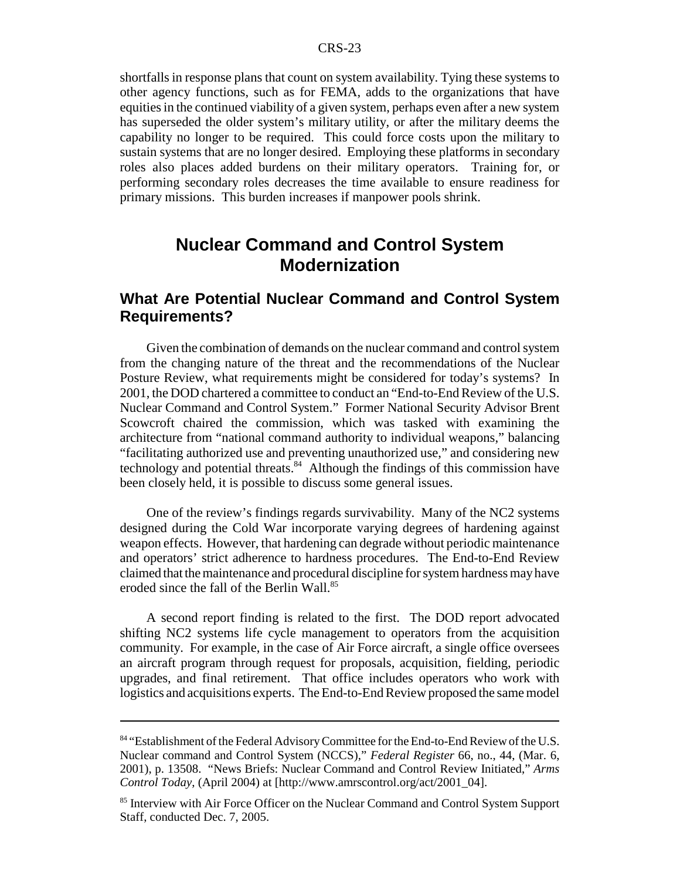shortfalls in response plans that count on system availability. Tying these systems to other agency functions, such as for FEMA, adds to the organizations that have equities in the continued viability of a given system, perhaps even after a new system has superseded the older system's military utility, or after the military deems the capability no longer to be required. This could force costs upon the military to sustain systems that are no longer desired. Employing these platforms in secondary roles also places added burdens on their military operators. Training for, or performing secondary roles decreases the time available to ensure readiness for primary missions. This burden increases if manpower pools shrink.

# Nuclear Command and Control System Modernization

## What Are Potential Nuclear Command and Control System Requirements?

Given the combination of demands on the nuclear command and control system from the changing nature of the threat and the recommendations of the Nuclear Posture Review, what requirements might be considered for today's systems? In 2001, the DOD chartered a committee to conduct an "End-to-End Review of the U.S. Nuclear Command and Control System." Former National Security Advisor Brent Scowcroft chaired the commission, which was tasked with examining the architecture from "national command authority to individual weapons," balancing "facilitating authorized use and preventing unauthorized use," and considering new technology and potential threats.[84] Although the findings of this commission have been closely held, it is possible to discuss some general issues.

One of the review's findings regards survivability. Many of the NC2 systems designed during the Cold War incorporate varying degrees of hardening against weapon effects. However, that hardening can degrade without periodic maintenance and operators' strict adherence to hardness procedures. The End-to-End Review claimed that the maintenance and procedural discipline for system hardness may have eroded since the fall of the Berlin Wall.[85]

A second report finding is related to the first. The DOD report advocated shifting NC2 systems life cycle management to operators from the acquisition community. For example, in the case of Air Force aircraft, a single office oversees an aircraft program through request for proposals, acquisition, fielding, periodic upgrades, and final retirement. That office includes operators who work with logistics and acquisitions experts. The End-to-End Review proposed the same model

---

[84] "Establishment of the Federal Advisory Committee for the End-to-End Review of the U.S. Nuclear command and Control System (NCCS)," *Federal Register* 66, no., 44, (Mar. 6, 2001), p. 13508. "News Briefs: Nuclear Command and Control Review Initiated," *Arms Control Today*, (April 2004) at [http://www.amrscontrol.org/act/2001_04].

[85] Interview with Air Force Officer on the Nuclear Command and Control System Support Staff, conducted Dec. 7, 2005.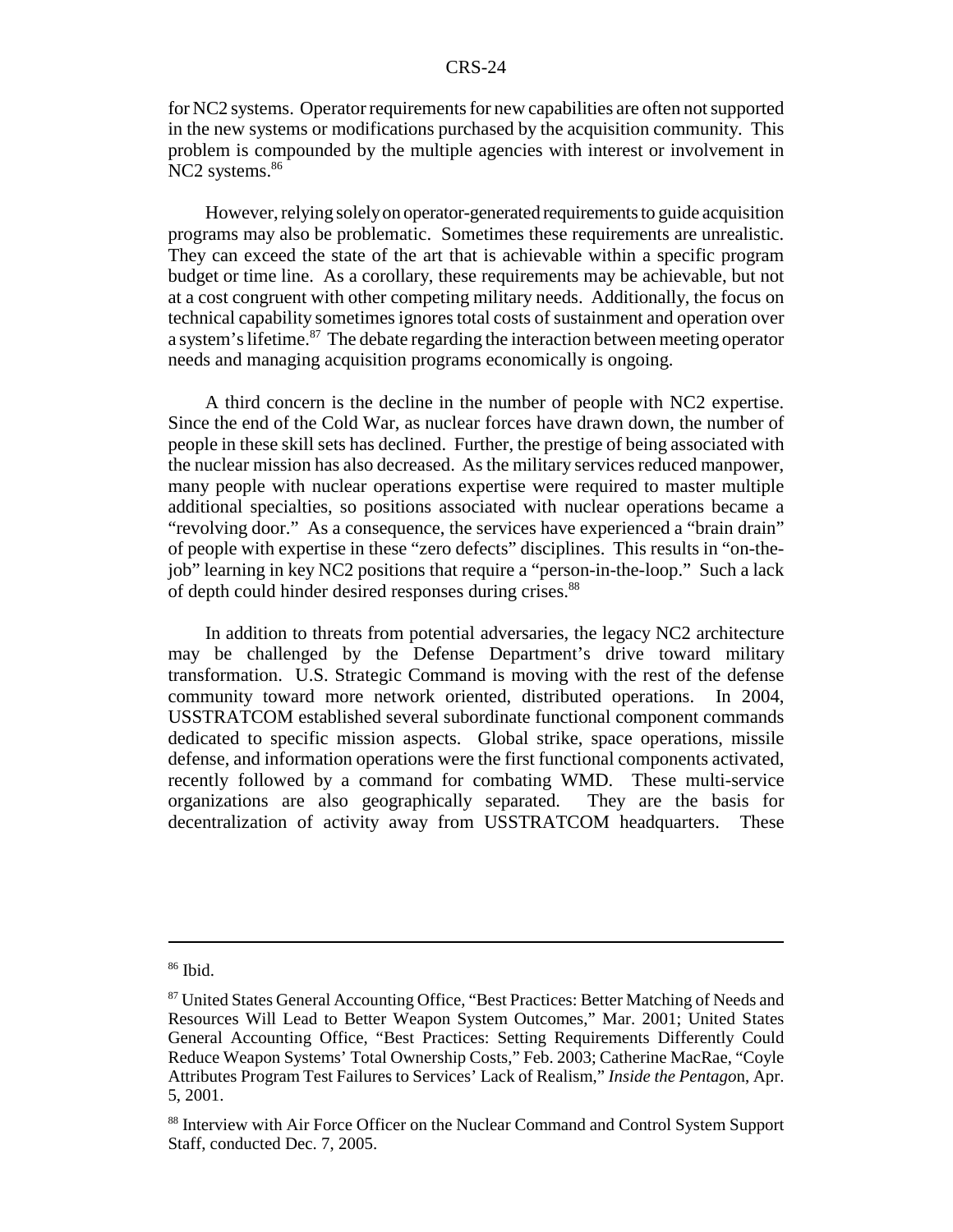for NC2 systems. Operator requirements for new capabilities are often not supported in the new systems or modifications purchased by the acquisition community. This problem is compounded by the multiple agencies with interest or involvement in NC2 systems.[86]

However, relying solely on operator-generated requirements to guide acquisition programs may also be problematic. Sometimes these requirements are unrealistic. They can exceed the state of the art that is achievable within a specific program budget or time line. As a corollary, these requirements may be achievable, but not at a cost congruent with other competing military needs. Additionally, the focus on technical capability sometimes ignores total costs of sustainment and operation over a system's lifetime.[87] The debate regarding the interaction between meeting operator needs and managing acquisition programs economically is ongoing.

A third concern is the decline in the number of people with NC2 expertise. Since the end of the Cold War, as nuclear forces have drawn down, the number of people in these skill sets has declined. Further, the prestige of being associated with the nuclear mission has also decreased. As the military services reduced manpower, many people with nuclear operations expertise were required to master multiple additional specialties, so positions associated with nuclear operations became a "revolving door." As a consequence, the services have experienced a "brain drain" of people with expertise in these "zero defects" disciplines. This results in "on-the-job" learning in key NC2 positions that require a "person-in-the-loop." Such a lack of depth could hinder desired responses during crises.[88]

In addition to threats from potential adversaries, the legacy NC2 architecture may be challenged by the Defense Department's drive toward military transformation. U.S. Strategic Command is moving with the rest of the defense community toward more network oriented, distributed operations. In 2004, USSTRATCOM established several subordinate functional component commands dedicated to specific mission aspects. Global strike, space operations, missile defense, and information operations were the first functional components activated, recently followed by a command for combating WMD. These multi-service organizations are also geographically separated. They are the basis for decentralization of activity away from USSTRATCOM headquarters. These

---

[86] Ibid.

[87] United States General Accounting Office, "Best Practices: Better Matching of Needs and Resources Will Lead to Better Weapon System Outcomes," Mar. 2001; United States General Accounting Office, "Best Practices: Setting Requirements Differently Could Reduce Weapon Systems' Total Ownership Costs," Feb. 2003; Catherine MacRae, "Coyle Attributes Program Test Failures to Services' Lack of Realism," *Inside the Pentagon*, Apr. 5, 2001.

[88] Interview with Air Force Officer on the Nuclear Command and Control System Support Staff, conducted Dec. 7, 2005.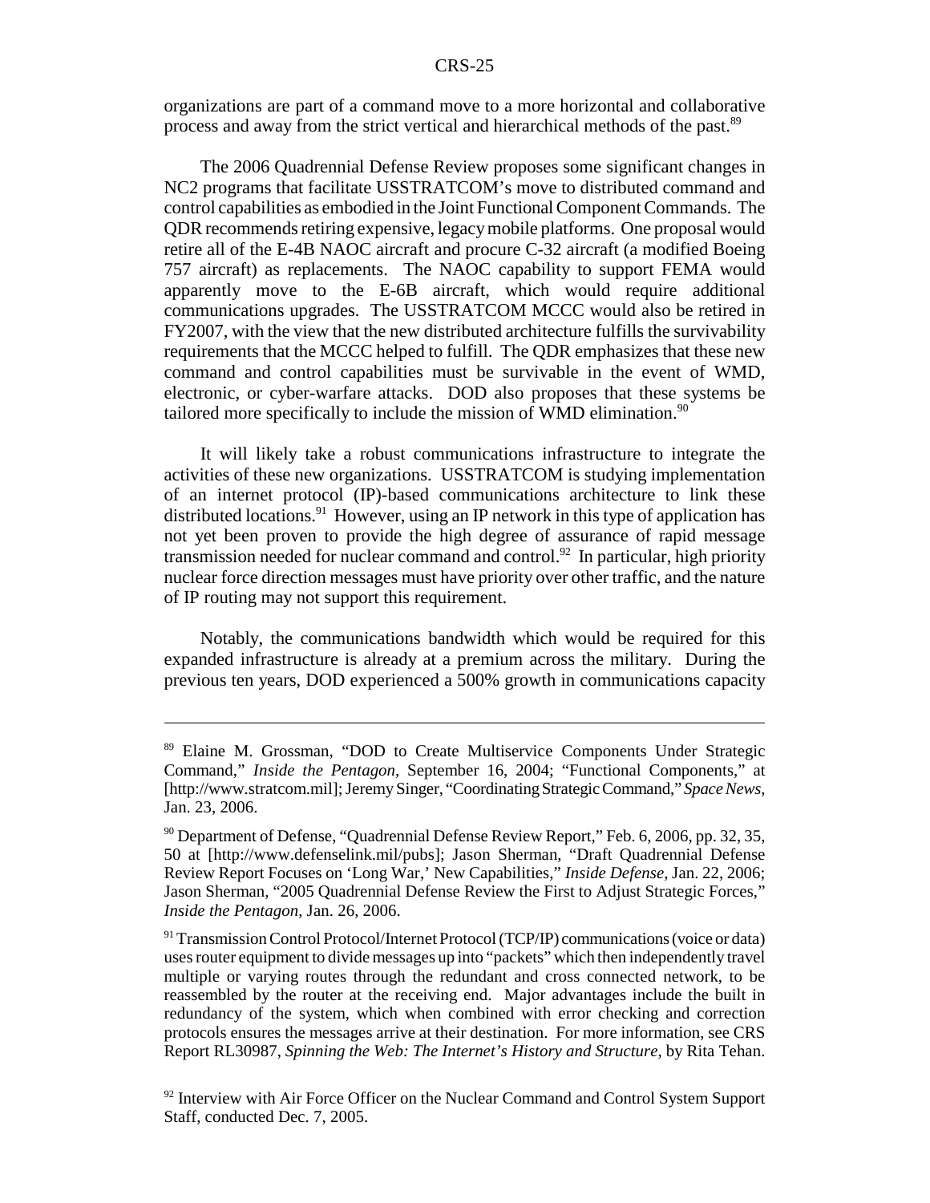organizations are part of a command move to a more horizontal and collaborative process and away from the strict vertical and hierarchical methods of the past.[89]

The 2006 Quadrennial Defense Review proposes some significant changes in NC2 programs that facilitate USSTRATCOM's move to distributed command and control capabilities as embodied in the Joint Functional Component Commands. The QDR recommends retiring expensive, legacy mobile platforms. One proposal would retire all of the E-4B NAOC aircraft and procure C-32 aircraft (a modified Boeing 757 aircraft) as replacements. The NAOC capability to support FEMA would apparently move to the E-6B aircraft, which would require additional communications upgrades. The USSTRATCOM MCCC would also be retired in FY2007, with the view that the new distributed architecture fulfills the survivability requirements that the MCCC helped to fulfill. The QDR emphasizes that these new command and control capabilities must be survivable in the event of WMD, electronic, or cyber-warfare attacks. DOD also proposes that these systems be tailored more specifically to include the mission of WMD elimination.[90]

It will likely take a robust communications infrastructure to integrate the activities of these new organizations. USSTRATCOM is studying implementation of an internet protocol (IP)-based communications architecture to link these distributed locations.[91] However, using an IP network in this type of application has not yet been proven to provide the high degree of assurance of rapid message transmission needed for nuclear command and control.[92] In particular, high priority nuclear force direction messages must have priority over other traffic, and the nature of IP routing may not support this requirement.

Notably, the communications bandwidth which would be required for this expanded infrastructure is already at a premium across the military. During the previous ten years, DOD experienced a 500% growth in communications capacity

---

[89] Elaine M. Grossman, "DOD to Create Multiservice Components Under Strategic Command," *Inside the Pentagon*, September 16, 2004; "Functional Components," at [http://www.stratcom.mil]; Jeremy Singer, "Coordinating Strategic Command," *Space News*, Jan. 23, 2006.

[90] Department of Defense, "Quadrennial Defense Review Report," Feb. 6, 2006, pp. 32, 35, 50 at [http://www.defenselink.mil/pubs]; Jason Sherman, "Draft Quadrennial Defense Review Report Focuses on 'Long War,' New Capabilities," *Inside Defense*, Jan. 22, 2006; Jason Sherman, "2005 Quadrennial Defense Review the First to Adjust Strategic Forces," *Inside the Pentagon*, Jan. 26, 2006.

[91] Transmission Control Protocol/Internet Protocol (TCP/IP) communications (voice or data) uses router equipment to divide messages up into "packets" which then independently travel multiple or varying routes through the redundant and cross connected network, to be reassembled by the router at the receiving end. Major advantages include the built in redundancy of the system, which when combined with error checking and correction protocols ensures the messages arrive at their destination. For more information, see CRS Report RL30987, *Spinning the Web: The Internet's History and Structure*, by Rita Tehan.

[92] Interview with Air Force Officer on the Nuclear Command and Control System Support Staff, conducted Dec. 7, 2005.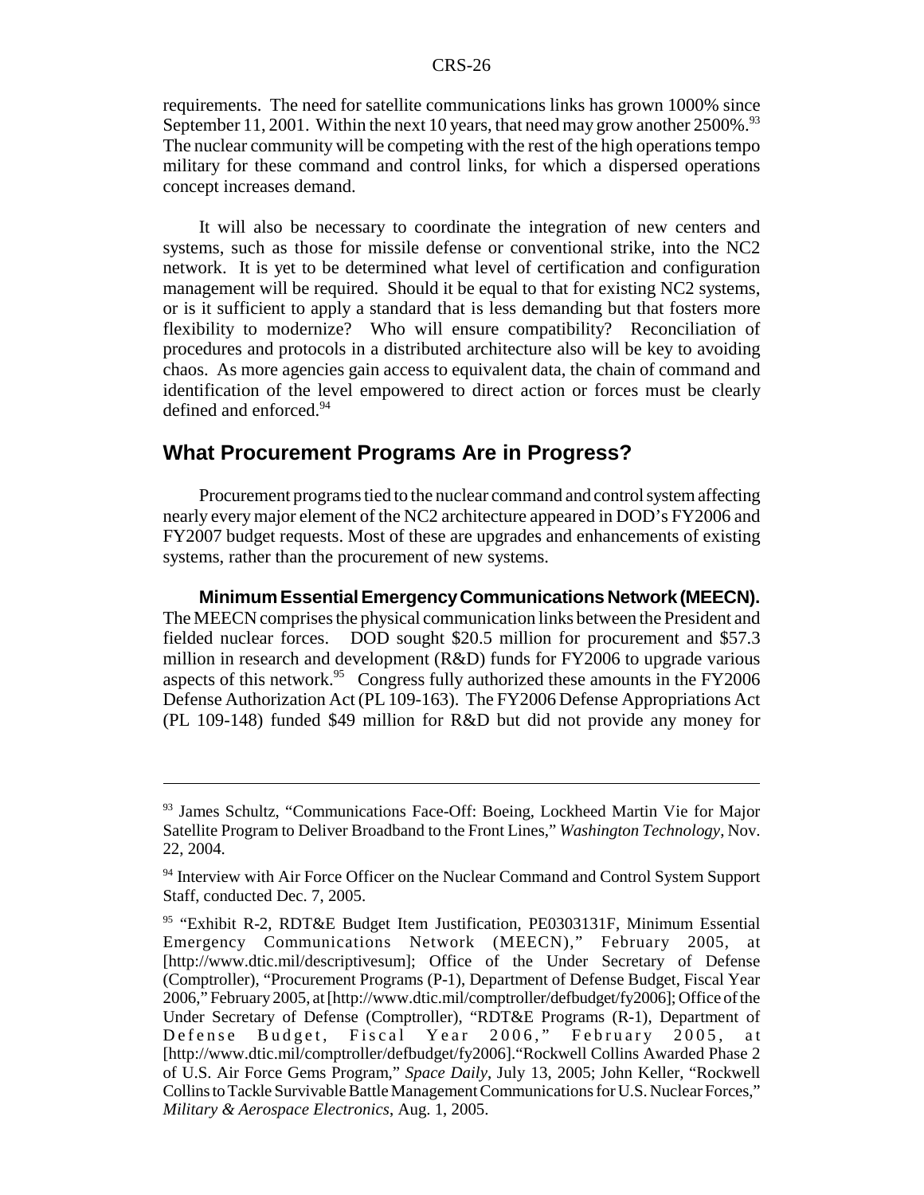requirements. The need for satellite communications links has grown 1000% since September 11, 2001. Within the next 10 years, that need may grow another 2500%.[93] The nuclear community will be competing with the rest of the high operations tempo military for these command and control links, for which a dispersed operations concept increases demand.

It will also be necessary to coordinate the integration of new centers and systems, such as those for missile defense or conventional strike, into the NC2 network. It is yet to be determined what level of certification and configuration management will be required. Should it be equal to that for existing NC2 systems, or is it sufficient to apply a standard that is less demanding but that fosters more flexibility to modernize? Who will ensure compatibility? Reconciliation of procedures and protocols in a distributed architecture also will be key to avoiding chaos. As more agencies gain access to equivalent data, the chain of command and identification of the level empowered to direct action or forces must be clearly defined and enforced.[94]

## What Procurement Programs Are in Progress?

Procurement programs tied to the nuclear command and control system affecting nearly every major element of the NC2 architecture appeared in DOD's FY2006 and FY2007 budget requests. Most of these are upgrades and enhancements of existing systems, rather than the procurement of new systems.

**Minimum Essential Emergency Communications Network (MEECN).** The MEECN comprises the physical communication links between the President and fielded nuclear forces. DOD sought \$20.5 million for procurement and \$57.3 million in research and development (R&D) funds for FY2006 to upgrade various aspects of this network.[95] Congress fully authorized these amounts in the FY2006 Defense Authorization Act (PL 109-163). The FY2006 Defense Appropriations Act (PL 109-148) funded \$49 million for R&D but did not provide any money for

---

[93] James Schultz, "Communications Face-Off: Boeing, Lockheed Martin Vie for Major Satellite Program to Deliver Broadband to the Front Lines," *Washington Technology*, Nov. 22, 2004.

[94] Interview with Air Force Officer on the Nuclear Command and Control System Support Staff, conducted Dec. 7, 2005.

[95] "Exhibit R-2, RDT&E Budget Item Justification, PE0303131F, Minimum Essential Emergency Communications Network (MEECN)," February 2005, at [http://www.dtic.mil/descriptivesum]; Office of the Under Secretary of Defense (Comptroller), "Procurement Programs (P-1), Department of Defense Budget, Fiscal Year 2006," February 2005, at [http://www.dtic.mil/comptroller/defbudget/fy2006]; Office of the Under Secretary of Defense (Comptroller), "RDT&E Programs (R-1), Department of Defense Budget, Fiscal Year 2006," February 2005, at [http://www.dtic.mil/comptroller/defbudget/fy2006]."Rockwell Collins Awarded Phase 2 of U.S. Air Force Gems Program," *Space Daily*, July 13, 2005; John Keller, "Rockwell Collins to Tackle Survivable Battle Management Communications for U.S. Nuclear Forces," *Military & Aerospace Electronics*, Aug. 1, 2005.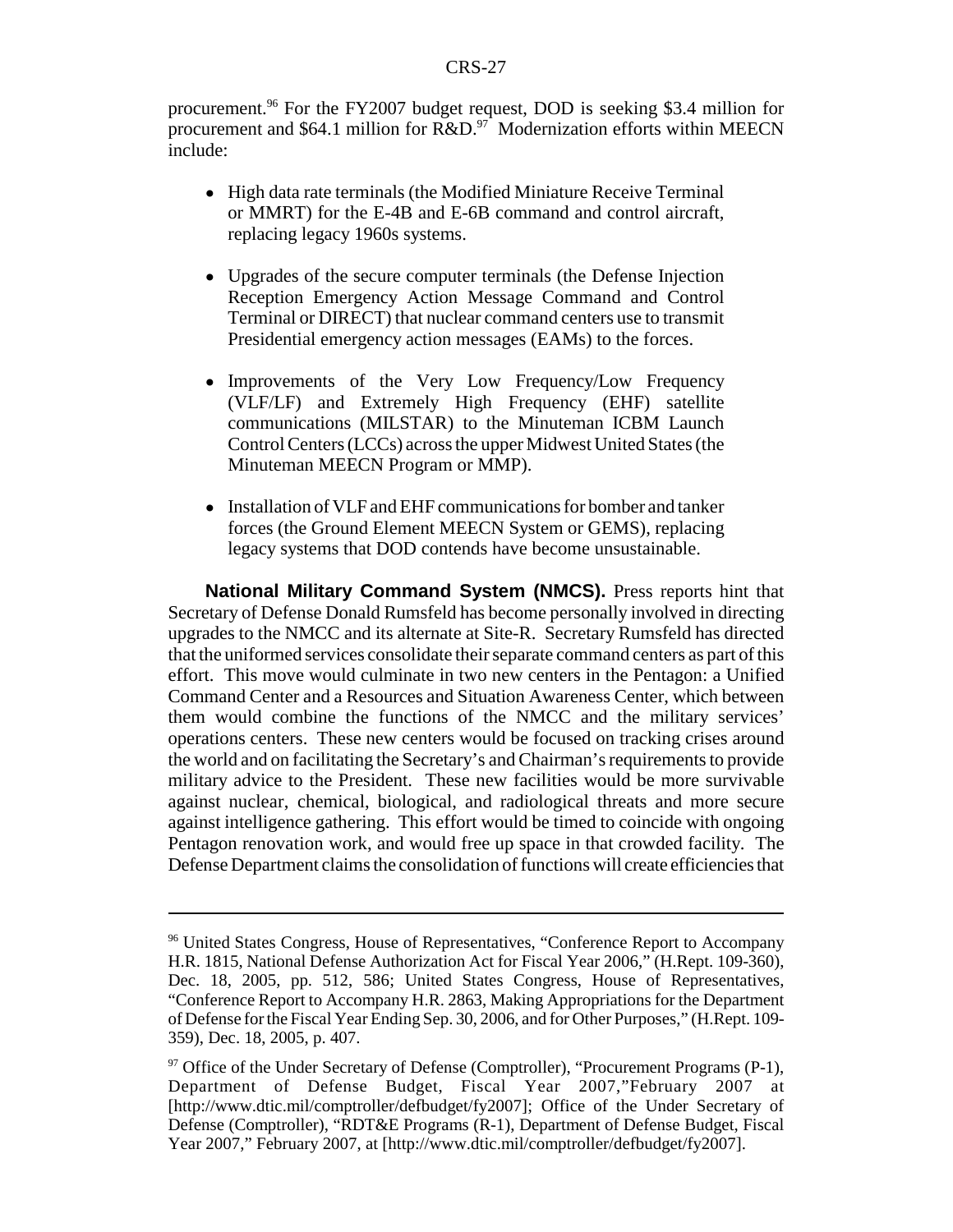procurement.[96] For the FY2007 budget request, DOD is seeking $3.4 million for procurement and $64.1 million for R&D.[97] Modernization efforts within MEECN include:

- High data rate terminals (the Modified Miniature Receive Terminal or MMRT) for the E-4B and E-6B command and control aircraft, replacing legacy 1960s systems.
- Upgrades of the secure computer terminals (the Defense Injection Reception Emergency Action Message Command and Control Terminal or DIRECT) that nuclear command centers use to transmit Presidential emergency action messages (EAMs) to the forces.
- Improvements of the Very Low Frequency/Low Frequency (VLF/LF) and Extremely High Frequency (EHF) satellite communications (MILSTAR) to the Minuteman ICBM Launch Control Centers (LCCs) across the upper Midwest United States (the Minuteman MEECN Program or MMP).
- Installation of VLF and EHF communications for bomber and tanker forces (the Ground Element MEECN System or GEMS), replacing legacy systems that DOD contends have become unsustainable.

**National Military Command System (NMCS).** Press reports hint that Secretary of Defense Donald Rumsfeld has become personally involved in directing upgrades to the NMCC and its alternate at Site-R. Secretary Rumsfeld has directed that the uniformed services consolidate their separate command centers as part of this effort. This move would culminate in two new centers in the Pentagon: a Unified Command Center and a Resources and Situation Awareness Center, which between them would combine the functions of the NMCC and the military services' operations centers. These new centers would be focused on tracking crises around the world and on facilitating the Secretary's and Chairman's requirements to provide military advice to the President. These new facilities would be more survivable against nuclear, chemical, biological, and radiological threats and more secure against intelligence gathering. This effort would be timed to coincide with ongoing Pentagon renovation work, and would free up space in that crowded facility. The Defense Department claims the consolidation of functions will create efficiencies that

---

[96] United States Congress, House of Representatives, "Conference Report to Accompany H.R. 1815, National Defense Authorization Act for Fiscal Year 2006," (H.Rept. 109-360), Dec. 18, 2005, pp. 512, 586; United States Congress, House of Representatives, "Conference Report to Accompany H.R. 2863, Making Appropriations for the Department of Defense for the Fiscal Year Ending Sep. 30, 2006, and for Other Purposes," (H.Rept. 109-359), Dec. 18, 2005, p. 407.

[97] Office of the Under Secretary of Defense (Comptroller), "Procurement Programs (P-1), Department of Defense Budget, Fiscal Year 2007,"February 2007 at [http://www.dtic.mil/comptroller/defbudget/fy2007]; Office of the Under Secretary of Defense (Comptroller), "RDT&E Programs (R-1), Department of Defense Budget, Fiscal Year 2007," February 2007, at [http://www.dtic.mil/comptroller/defbudget/fy2007].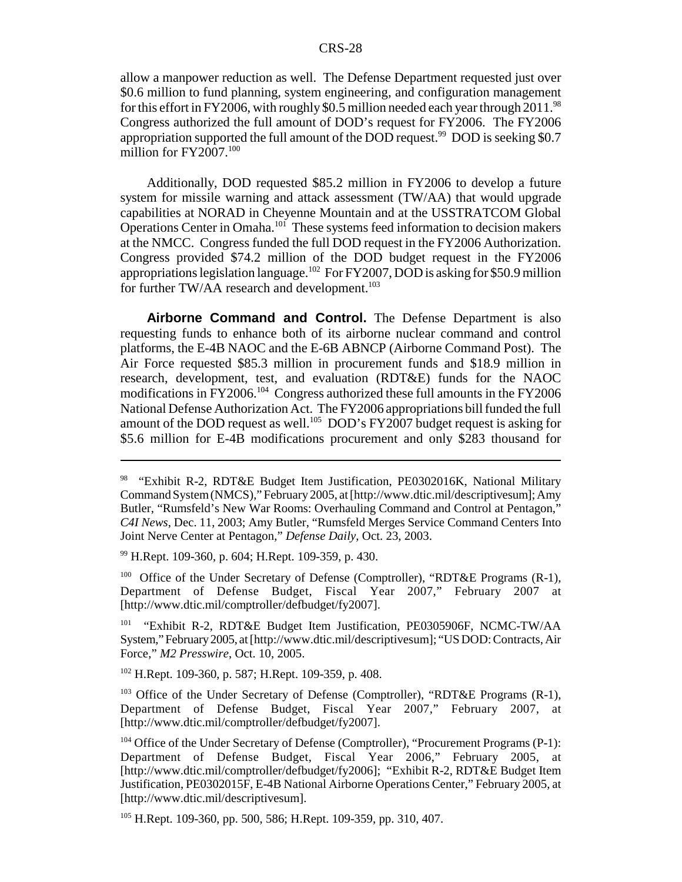allow a manpower reduction as well. The Defense Department requested just over $0.6 million to fund planning, system engineering, and configuration management for this effort in FY2006, with roughly $0.5 million needed each year through 2011.[98] Congress authorized the full amount of DOD's request for FY2006. The FY2006 appropriation supported the full amount of the DOD request.[99] DOD is seeking $0.7 million for FY2007.[100]

Additionally, DOD requested $85.2 million in FY2006 to develop a future system for missile warning and attack assessment (TW/AA) that would upgrade capabilities at NORAD in Cheyenne Mountain and at the USSTRATCOM Global Operations Center in Omaha.[101] These systems feed information to decision makers at the NMCC. Congress funded the full DOD request in the FY2006 Authorization. Congress provided $74.2 million of the DOD budget request in the FY2006 appropriations legislation language.[102] For FY2007, DOD is asking for $50.9 million for further TW/AA research and development.[103]

**Airborne Command and Control.** The Defense Department is also requesting funds to enhance both of its airborne nuclear command and control platforms, the E-4B NAOC and the E-6B ABNCP (Airborne Command Post). The Air Force requested $85.3 million in procurement funds and $18.9 million in research, development, test, and evaluation (RDT&E) funds for the NAOC modifications in FY2006.[104] Congress authorized these full amounts in the FY2006 National Defense Authorization Act. The FY2006 appropriations bill funded the full amount of the DOD request as well.[105] DOD's FY2007 budget request is asking for $5.6 million for E-4B modifications procurement and only $283 thousand for

---

[98] "Exhibit R-2, RDT&E Budget Item Justification, PE0302016K, National Military Command System (NMCS)," February 2005, at [http://www.dtic.mil/descriptivesum]; Amy Butler, "Rumsfeld's New War Rooms: Overhauling Command and Control at Pentagon," *C4I News*, Dec. 11, 2003; Amy Butler, "Rumsfeld Merges Service Command Centers Into Joint Nerve Center at Pentagon," *Defense Daily*, Oct. 23, 2003.

[99] H.Rept. 109-360, p. 604; H.Rept. 109-359, p. 430.

[100] Office of the Under Secretary of Defense (Comptroller), "RDT&E Programs (R-1), Department of Defense Budget, Fiscal Year 2007," February 2007 at [http://www.dtic.mil/comptroller/defbudget/fy2007].

[101] "Exhibit R-2, RDT&E Budget Item Justification, PE0305906F, NCMC-TW/AA System," February 2005, at [http://www.dtic.mil/descriptivesum]; "US DOD: Contracts, Air Force," *M2 Presswire*, Oct. 10, 2005.

[102] H.Rept. 109-360, p. 587; H.Rept. 109-359, p. 408.

[103] Office of the Under Secretary of Defense (Comptroller), "RDT&E Programs (R-1), Department of Defense Budget, Fiscal Year 2007," February 2007, at [http://www.dtic.mil/comptroller/defbudget/fy2007].

[104] Office of the Under Secretary of Defense (Comptroller), "Procurement Programs (P-1): Department of Defense Budget, Fiscal Year 2006," February 2005, at [http://www.dtic.mil/comptroller/defbudget/fy2006]; "Exhibit R-2, RDT&E Budget Item Justification, PE0302015F, E-4B National Airborne Operations Center," February 2005, at [http://www.dtic.mil/descriptivesum].

[105] H.Rept. 109-360, pp. 500, 586; H.Rept. 109-359, pp. 310, 407.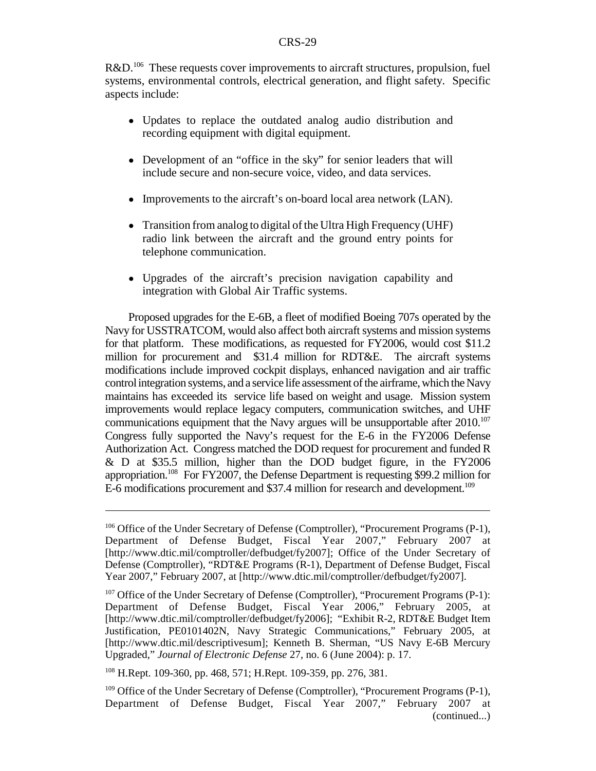R&D.[106] These requests cover improvements to aircraft structures, propulsion, fuel systems, environmental controls, electrical generation, and flight safety. Specific aspects include:

- Updates to replace the outdated analog audio distribution and recording equipment with digital equipment.
- Development of an "office in the sky" for senior leaders that will include secure and non-secure voice, video, and data services.
- Improvements to the aircraft's on-board local area network (LAN).
- Transition from analog to digital of the Ultra High Frequency (UHF) radio link between the aircraft and the ground entry points for telephone communication.
- Upgrades of the aircraft's precision navigation capability and integration with Global Air Traffic systems.

Proposed upgrades for the E-6B, a fleet of modified Boeing 707s operated by the Navy for USSTRATCOM, would also affect both aircraft systems and mission systems for that platform. These modifications, as requested for FY2006, would cost $11.2 million for procurement and $31.4 million for RDT&E. The aircraft systems modifications include improved cockpit displays, enhanced navigation and air traffic control integration systems, and a service life assessment of the airframe, which the Navy maintains has exceeded its service life based on weight and usage. Mission system improvements would replace legacy computers, communication switches, and UHF communications equipment that the Navy argues will be unsupportable after 2010.[107] Congress fully supported the Navy's request for the E-6 in the FY2006 Defense Authorization Act. Congress matched the DOD request for procurement and funded R & D at $35.5 million, higher than the DOD budget figure, in the FY2006 appropriation.[108] For FY2007, the Defense Department is requesting $99.2 million for E-6 modifications procurement and $37.4 million for research and development.[109]

---

[106] Office of the Under Secretary of Defense (Comptroller), "Procurement Programs (P-1), Department of Defense Budget, Fiscal Year 2007," February 2007 at [http://www.dtic.mil/comptroller/defbudget/fy2007]; Office of the Under Secretary of Defense (Comptroller), "RDT&E Programs (R-1), Department of Defense Budget, Fiscal Year 2007," February 2007, at [http://www.dtic.mil/comptroller/defbudget/fy2007].

[107] Office of the Under Secretary of Defense (Comptroller), "Procurement Programs (P-1): Department of Defense Budget, Fiscal Year 2006," February 2005, at [http://www.dtic.mil/comptroller/defbudget/fy2006]; "Exhibit R-2, RDT&E Budget Item Justification, PE0101402N, Navy Strategic Communications," February 2005, at [http://www.dtic.mil/descriptivesum]; Kenneth B. Sherman, "US Navy E-6B Mercury Upgraded," *Journal of Electronic Defense* 27, no. 6 (June 2004): p. 17.

[108] H.Rept. 109-360, pp. 468, 571; H.Rept. 109-359, pp. 276, 381.

[109] Office of the Under Secretary of Defense (Comptroller), "Procurement Programs (P-1), Department of Defense Budget, Fiscal Year 2007," February 2007 at (continued...)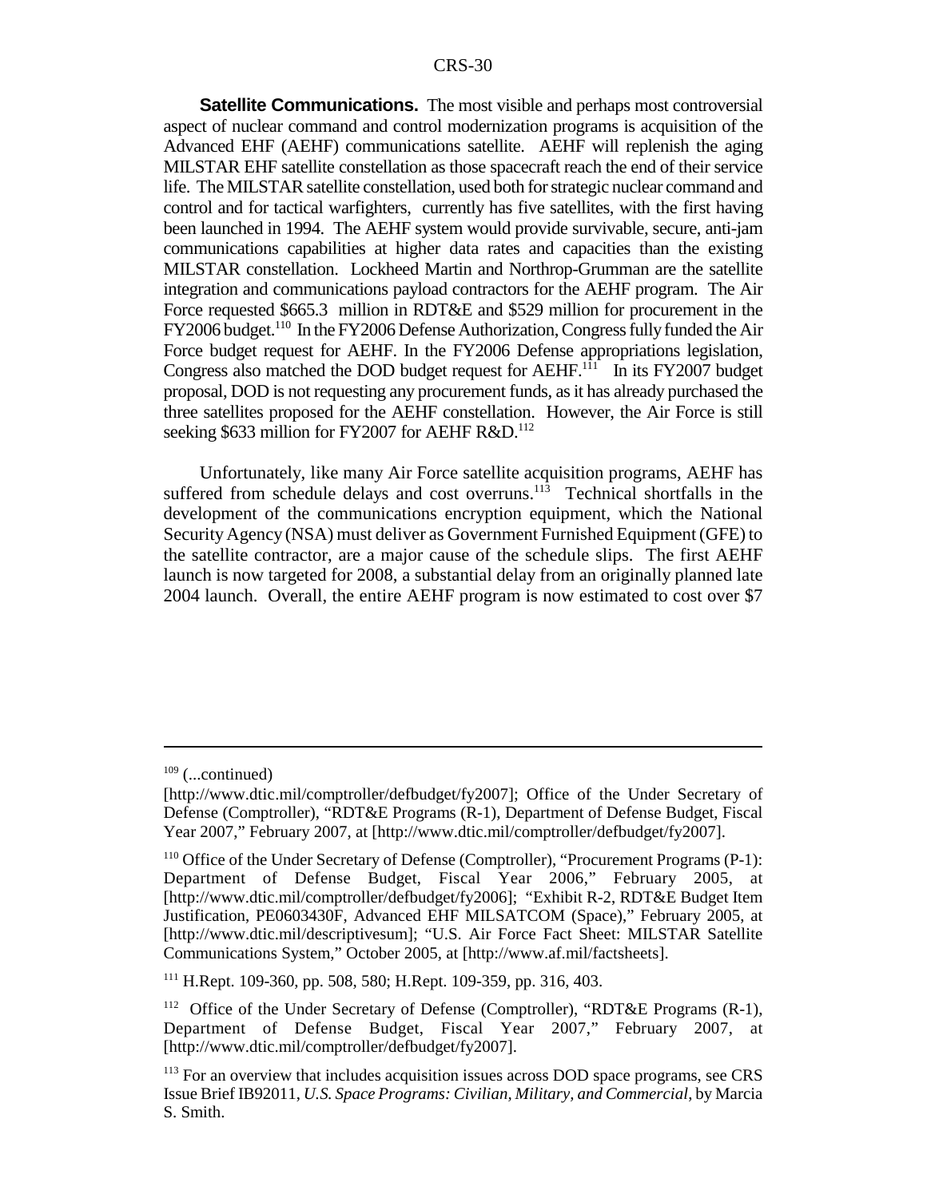**Satellite Communications.** The most visible and perhaps most controversial aspect of nuclear command and control modernization programs is acquisition of the Advanced EHF (AEHF) communications satellite. AEHF will replenish the aging MILSTAR EHF satellite constellation as those spacecraft reach the end of their service life. The MILSTAR satellite constellation, used both for strategic nuclear command and control and for tactical warfighters, currently has five satellites, with the first having been launched in 1994. The AEHF system would provide survivable, secure, anti-jam communications capabilities at higher data rates and capacities than the existing MILSTAR constellation. Lockheed Martin and Northrop-Grumman are the satellite integration and communications payload contractors for the AEHF program. The Air Force requested $665.3 million in RDT&E and $529 million for procurement in the FY2006 budget.[110] In the FY2006 Defense Authorization, Congress fully funded the Air Force budget request for AEHF. In the FY2006 Defense appropriations legislation, Congress also matched the DOD budget request for AEHF.[111] In its FY2007 budget proposal, DOD is not requesting any procurement funds, as it has already purchased the three satellites proposed for the AEHF constellation. However, the Air Force is still seeking $633 million for FY2007 for AEHF R&D.[112]

Unfortunately, like many Air Force satellite acquisition programs, AEHF has suffered from schedule delays and cost overruns.[113] Technical shortfalls in the development of the communications encryption equipment, which the National Security Agency (NSA) must deliver as Government Furnished Equipment (GFE) to the satellite contractor, are a major cause of the schedule slips. The first AEHF launch is now targeted for 2008, a substantial delay from an originally planned late 2004 launch. Overall, the entire AEHF program is now estimated to cost over $7

---

[109] (...continued)
[http://www.dtic.mil/comptroller/defbudget/fy2007]; Office of the Under Secretary of Defense (Comptroller), "RDT&E Programs (R-1), Department of Defense Budget, Fiscal Year 2007," February 2007, at [http://www.dtic.mil/comptroller/defbudget/fy2007].

[110] Office of the Under Secretary of Defense (Comptroller), "Procurement Programs (P-1): Department of Defense Budget, Fiscal Year 2006," February 2005, at [http://www.dtic.mil/comptroller/defbudget/fy2006]; "Exhibit R-2, RDT&E Budget Item Justification, PE0603430F, Advanced EHF MILSATCOM (Space)," February 2005, at [http://www.dtic.mil/descriptivesum]; "U.S. Air Force Fact Sheet: MILSTAR Satellite Communications System," October 2005, at [http://www.af.mil/factsheets].

[111] H.Rept. 109-360, pp. 508, 580; H.Rept. 109-359, pp. 316, 403.

[112] Office of the Under Secretary of Defense (Comptroller), "RDT&E Programs (R-1), Department of Defense Budget, Fiscal Year 2007," February 2007, at [http://www.dtic.mil/comptroller/defbudget/fy2007].

[113] For an overview that includes acquisition issues across DOD space programs, see CRS Issue Brief IB92011, *U.S. Space Programs: Civilian, Military, and Commercial*, by Marcia S. Smith.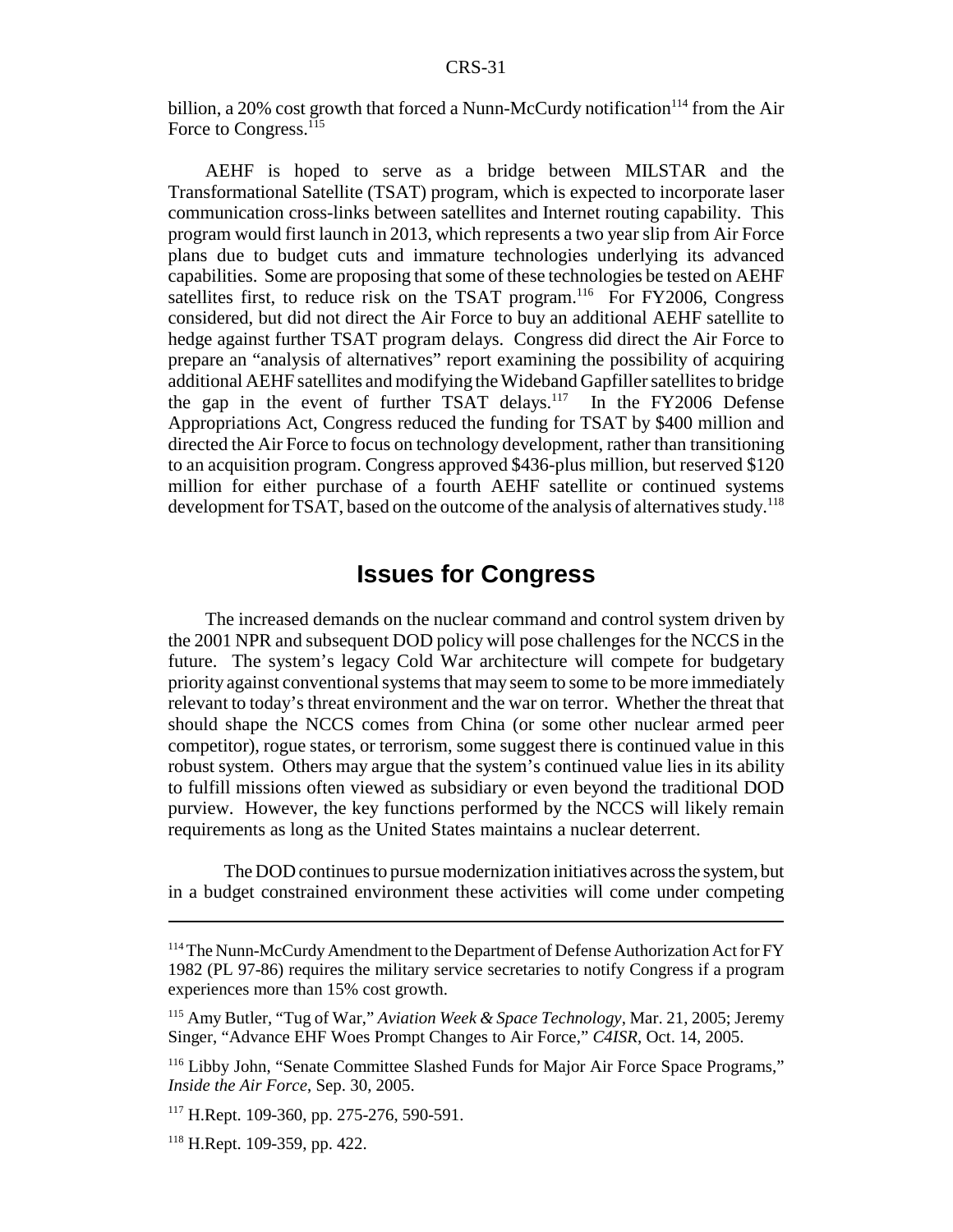billion, a 20% cost growth that forced a Nunn-McCurdy notification[114] from the Air Force to Congress.[115]

AEHF is hoped to serve as a bridge between MILSTAR and the Transformational Satellite (TSAT) program, which is expected to incorporate laser communication cross-links between satellites and Internet routing capability. This program would first launch in 2013, which represents a two year slip from Air Force plans due to budget cuts and immature technologies underlying its advanced capabilities. Some are proposing that some of these technologies be tested on AEHF satellites first, to reduce risk on the TSAT program.[116] For FY2006, Congress considered, but did not direct the Air Force to buy an additional AEHF satellite to hedge against further TSAT program delays. Congress did direct the Air Force to prepare an "analysis of alternatives" report examining the possibility of acquiring additional AEHF satellites and modifying the Wideband Gapfiller satellites to bridge the gap in the event of further TSAT delays.[117] In the FY2006 Defense Appropriations Act, Congress reduced the funding for TSAT by $400 million and directed the Air Force to focus on technology development, rather than transitioning to an acquisition program. Congress approved $436-plus million, but reserved $120 million for either purchase of a fourth AEHF satellite or continued systems development for TSAT, based on the outcome of the analysis of alternatives study.[118]

## Issues for Congress

The increased demands on the nuclear command and control system driven by the 2001 NPR and subsequent DOD policy will pose challenges for the NCCS in the future. The system's legacy Cold War architecture will compete for budgetary priority against conventional systems that may seem to some to be more immediately relevant to today's threat environment and the war on terror. Whether the threat that should shape the NCCS comes from China (or some other nuclear armed peer competitor), rogue states, or terrorism, some suggest there is continued value in this robust system. Others may argue that the system's continued value lies in its ability to fulfill missions often viewed as subsidiary or even beyond the traditional DOD purview. However, the key functions performed by the NCCS will likely remain requirements as long as the United States maintains a nuclear deterrent.

The DOD continues to pursue modernization initiatives across the system, but in a budget constrained environment these activities will come under competing

---

[114] The Nunn-McCurdy Amendment to the Department of Defense Authorization Act for FY 1982 (PL 97-86) requires the military service secretaries to notify Congress if a program experiences more than 15% cost growth.

[115] Amy Butler, "Tug of War," *Aviation Week & Space Technology*, Mar. 21, 2005; Jeremy Singer, "Advance EHF Woes Prompt Changes to Air Force," *C4ISR*, Oct. 14, 2005.

[116] Libby John, "Senate Committee Slashed Funds for Major Air Force Space Programs," *Inside the Air Force*, Sep. 30, 2005.

[117] H.Rept. 109-360, pp. 275-276, 590-591.

[118] H.Rept. 109-359, pp. 422.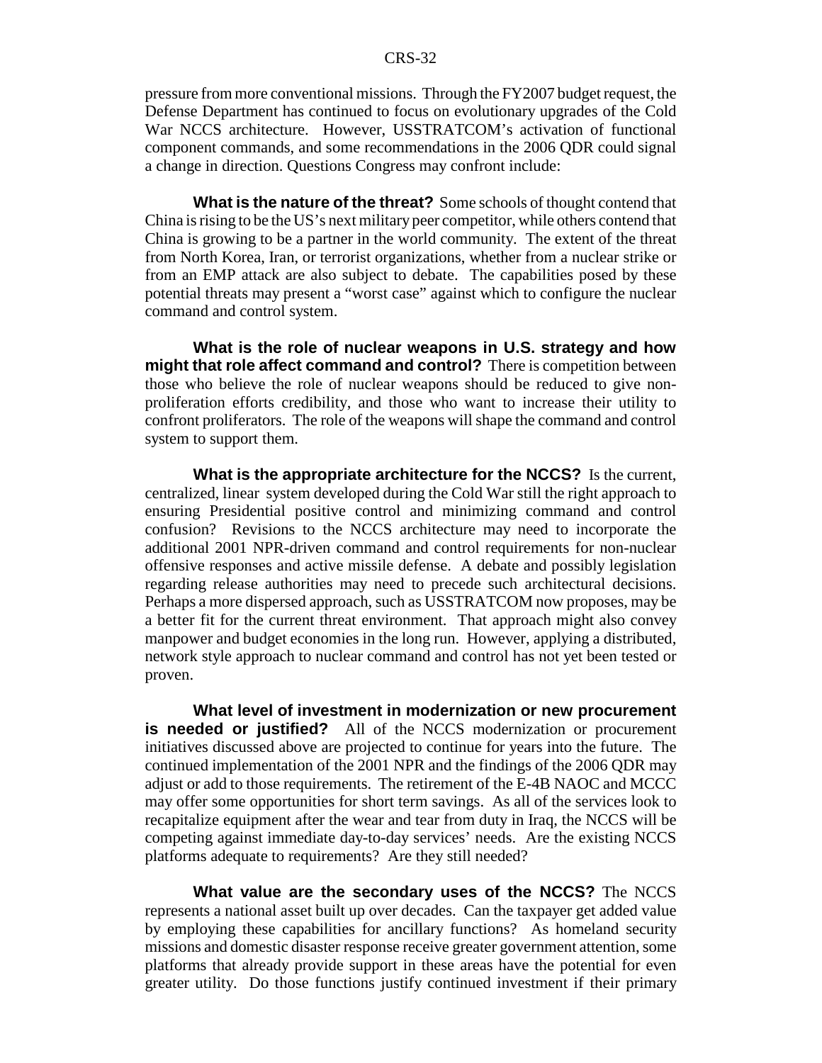pressure from more conventional missions. Through the FY2007 budget request, the Defense Department has continued to focus on evolutionary upgrades of the Cold War NCCS architecture. However, USSTRATCOM's activation of functional component commands, and some recommendations in the 2006 QDR could signal a change in direction. Questions Congress may confront include:

**What is the nature of the threat?** Some schools of thought contend that China is rising to be the US's next military peer competitor, while others contend that China is growing to be a partner in the world community. The extent of the threat from North Korea, Iran, or terrorist organizations, whether from a nuclear strike or from an EMP attack are also subject to debate. The capabilities posed by these potential threats may present a "worst case" against which to configure the nuclear command and control system.

**What is the role of nuclear weapons in U.S. strategy and how might that role affect command and control?** There is competition between those who believe the role of nuclear weapons should be reduced to give non-proliferation efforts credibility, and those who want to increase their utility to confront proliferators. The role of the weapons will shape the command and control system to support them.

**What is the appropriate architecture for the NCCS?** Is the current, centralized, linear system developed during the Cold War still the right approach to ensuring Presidential positive control and minimizing command and control confusion? Revisions to the NCCS architecture may need to incorporate the additional 2001 NPR-driven command and control requirements for non-nuclear offensive responses and active missile defense. A debate and possibly legislation regarding release authorities may need to precede such architectural decisions. Perhaps a more dispersed approach, such as USSTRATCOM now proposes, may be a better fit for the current threat environment. That approach might also convey manpower and budget economies in the long run. However, applying a distributed, network style approach to nuclear command and control has not yet been tested or proven.

**What level of investment in modernization or new procurement is needed or justified?** All of the NCCS modernization or procurement initiatives discussed above are projected to continue for years into the future. The continued implementation of the 2001 NPR and the findings of the 2006 QDR may adjust or add to those requirements. The retirement of the E-4B NAOC and MCCC may offer some opportunities for short term savings. As all of the services look to recapitalize equipment after the wear and tear from duty in Iraq, the NCCS will be competing against immediate day-to-day services' needs. Are the existing NCCS platforms adequate to requirements? Are they still needed?

**What value are the secondary uses of the NCCS?** The NCCS represents a national asset built up over decades. Can the taxpayer get added value by employing these capabilities for ancillary functions? As homeland security missions and domestic disaster response receive greater government attention, some platforms that already provide support in these areas have the potential for even greater utility. Do those functions justify continued investment if their primary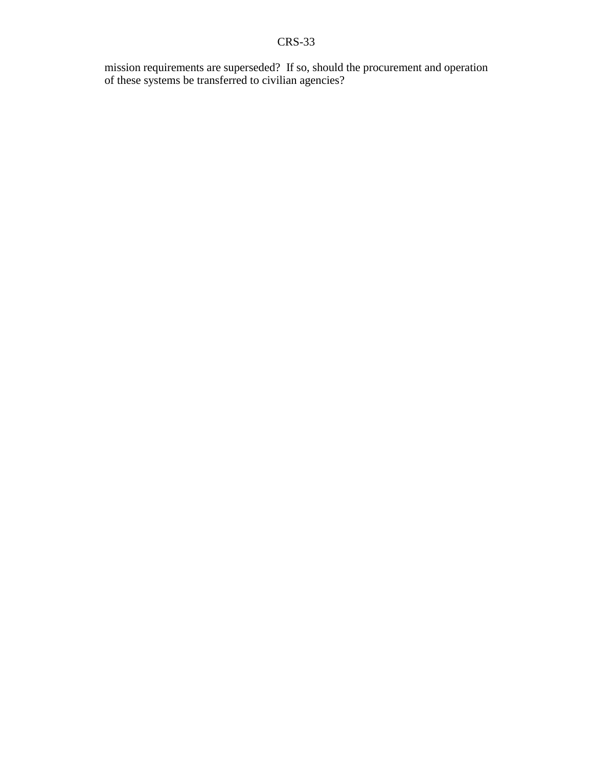mission requirements are superseded? If so, should the procurement and operation of these systems be transferred to civilian agencies?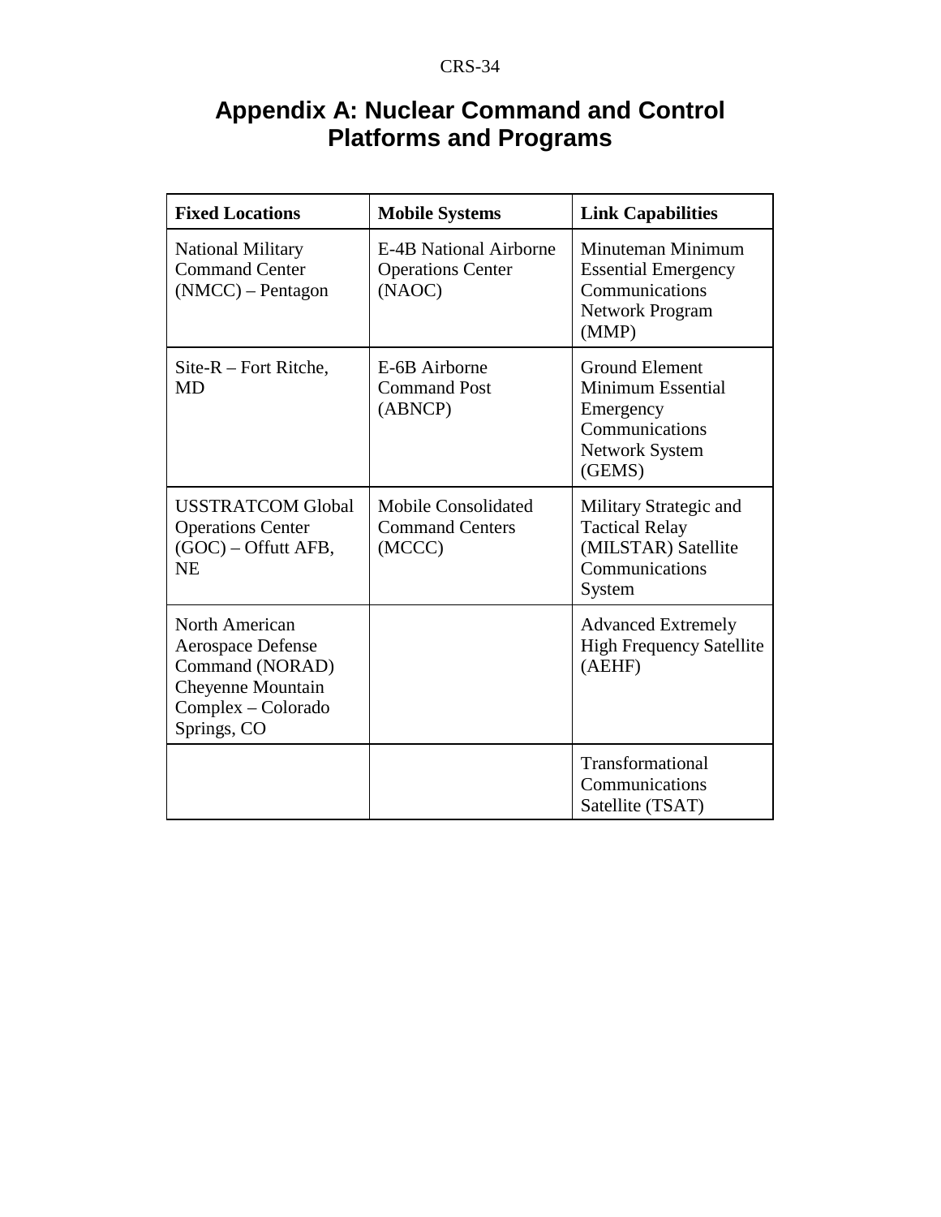# Appendix A: Nuclear Command and Control Platforms and Programs

| Fixed Locations | Mobile Systems | Link Capabilities |
|---|---|---|
| National Military Command Center (NMCC) – Pentagon | E-4B National Airborne Operations Center (NAOC) | Minuteman Minimum Essential Emergency Communications Network Program (MMP) |
| Site-R – Fort Ritche, MD | E-6B Airborne Command Post (ABNCP) | Ground Element Minimum Essential Emergency Communications Network System (GEMS) |
| USSTRATCOM Global Operations Center (GOC) – Offutt AFB, NE | Mobile Consolidated Command Centers (MCCC) | Military Strategic and Tactical Relay (MILSTAR) Satellite Communications System |
| North American Aerospace Defense Command (NORAD) Cheyenne Mountain Complex – Colorado Springs, CO | | Advanced Extremely High Frequency Satellite (AEHF) |
| | | Transformational Communications Satellite (TSAT) |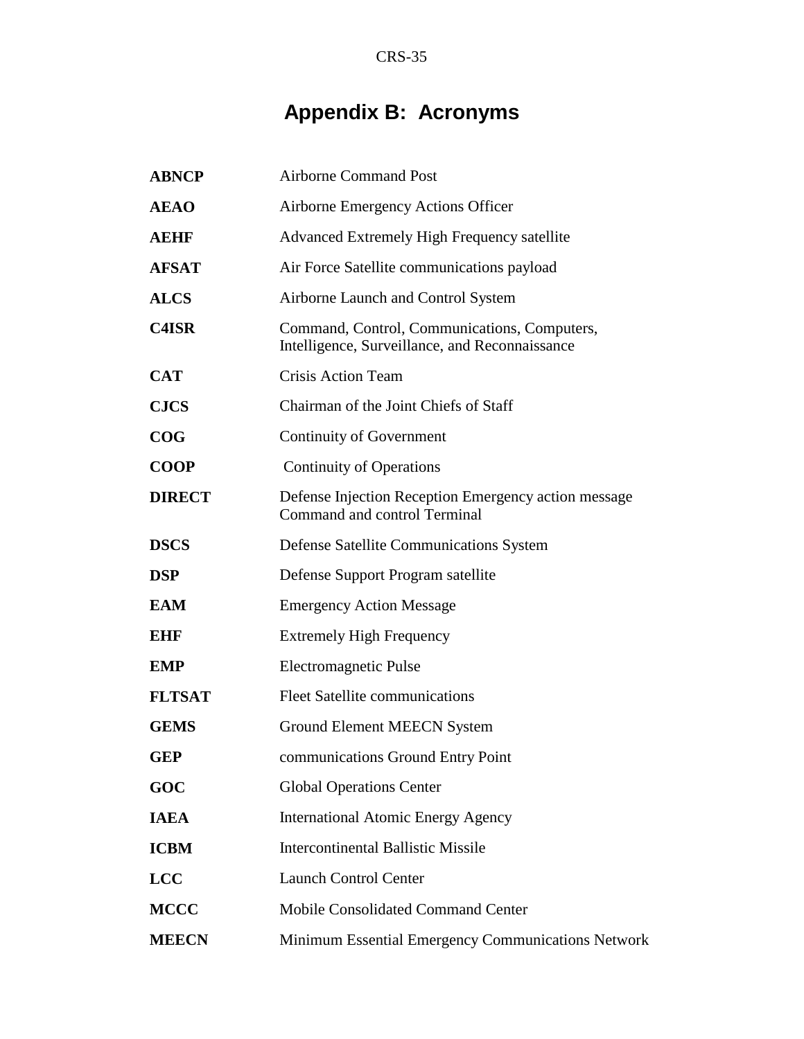# Appendix B: Acronyms

| | |
|---|---|
| **ABNCP** | Airborne Command Post |
| **AEAO** | Airborne Emergency Actions Officer |
| **AEHF** | Advanced Extremely High Frequency satellite |
| **AFSAT** | Air Force Satellite communications payload |
| **ALCS** | Airborne Launch and Control System |
| **C4ISR** | Command, Control, Communications, Computers, Intelligence, Surveillance, and Reconnaissance |
| **CAT** | Crisis Action Team |
| **CJCS** | Chairman of the Joint Chiefs of Staff |
| **COG** | Continuity of Government |
| **COOP** | Continuity of Operations |
| **DIRECT** | Defense Injection Reception Emergency action message Command and control Terminal |
| **DSCS** | Defense Satellite Communications System |
| **DSP** | Defense Support Program satellite |
| **EAM** | Emergency Action Message |
| **EHF** | Extremely High Frequency |
| **EMP** | Electromagnetic Pulse |
| **FLTSAT** | Fleet Satellite communications |
| **GEMS** | Ground Element MEECN System |
| **GEP** | communications Ground Entry Point |
| **GOC** | Global Operations Center |
| **IAEA** | International Atomic Energy Agency |
| **ICBM** | Intercontinental Ballistic Missile |
| **LCC** | Launch Control Center |
| **MCCC** | Mobile Consolidated Command Center |
| **MEECN** | Minimum Essential Emergency Communications Network |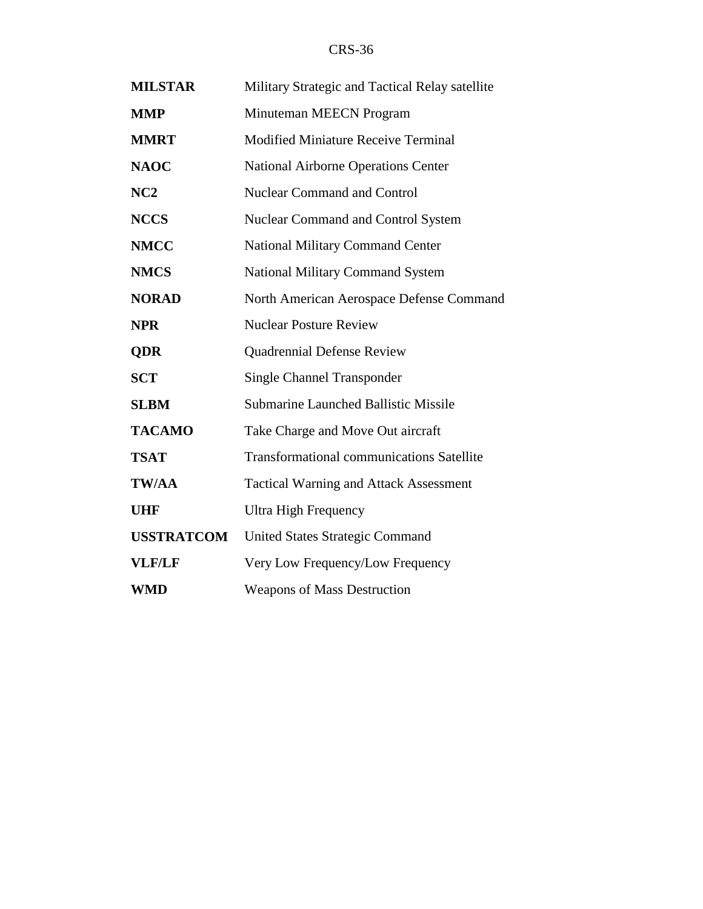| | |
|---|---|
| **MILSTAR** | Military Strategic and Tactical Relay satellite |
| **MMP** | Minuteman MEECN Program |
| **MMRT** | Modified Miniature Receive Terminal |
| **NAOC** | National Airborne Operations Center |
| **NC2** | Nuclear Command and Control |
| **NCCS** | Nuclear Command and Control System |
| **NMCC** | National Military Command Center |
| **NMCS** | National Military Command System |
| **NORAD** | North American Aerospace Defense Command |
| **NPR** | Nuclear Posture Review |
| **QDR** | Quadrennial Defense Review |
| **SCT** | Single Channel Transponder |
| **SLBM** | Submarine Launched Ballistic Missile |
| **TACAMO** | Take Charge and Move Out aircraft |
| **TSAT** | Transformational communications Satellite |
| **TW/AA** | Tactical Warning and Attack Assessment |
| **UHF** | Ultra High Frequency |
| **USSTRATCOM** | United States Strategic Command |
| **VLF/LF** | Very Low Frequency/Low Frequency |
| **WMD** | Weapons of Mass Destruction |